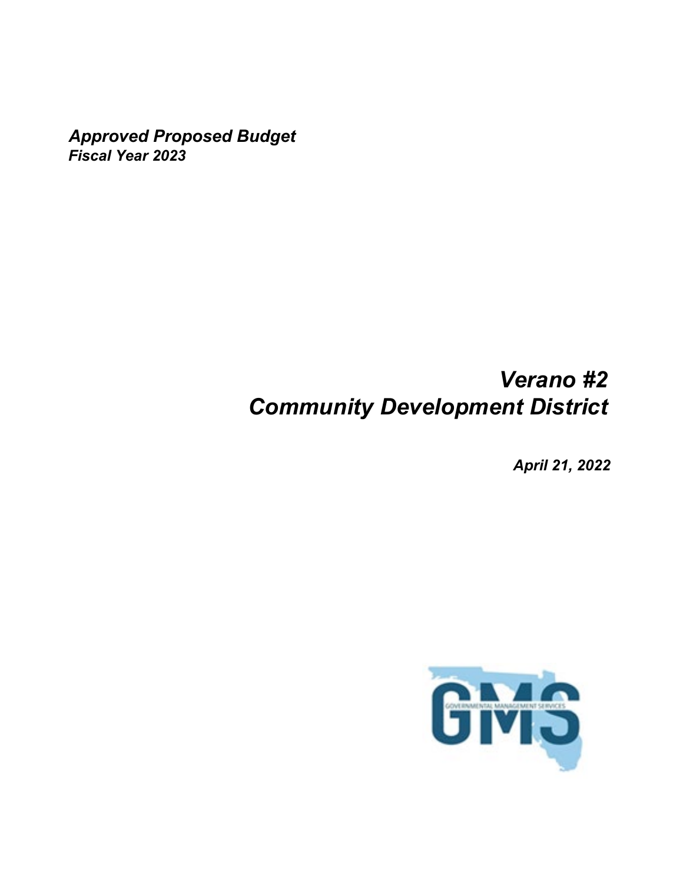***Approved Proposed Budget***
***Fiscal Year 2023***

# *Verano #2*
# *Community Development District*

***April 21, 2022***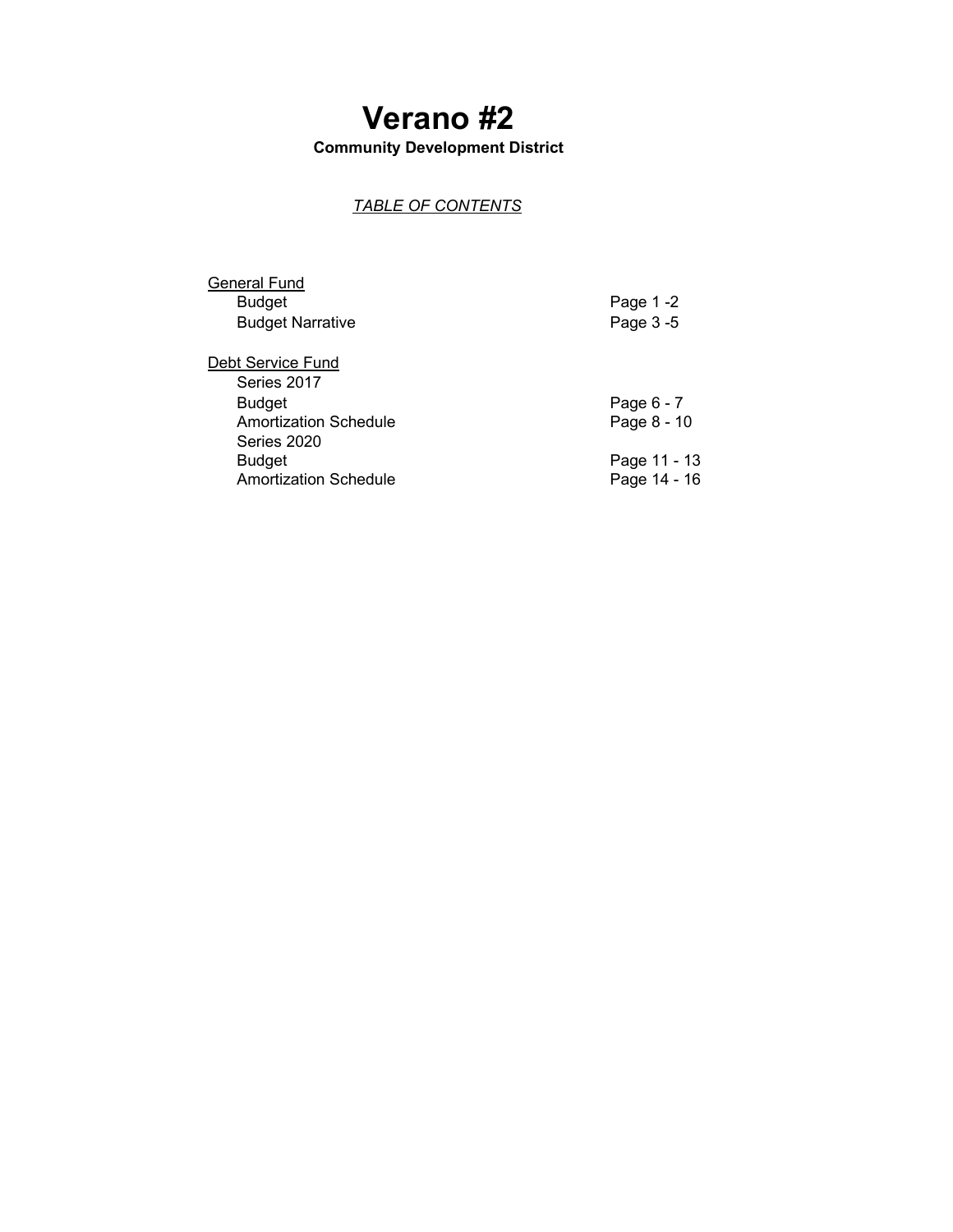# Verano #2

**Community Development District**

*TABLE OF CONTENTS*

| | |
|---|---|
| General Fund | |
| Budget | Page 1 -2 |
| Budget Narrative | Page 3 -5 |
| | |
| Debt Service Fund | |
| Series 2017 | |
| Budget | Page 6 - 7 |
| Amortization Schedule | Page 8 - 10 |
| Series 2020 | |
| Budget | Page 11 - 13 |
| Amortization Schedule | Page 14 - 16 |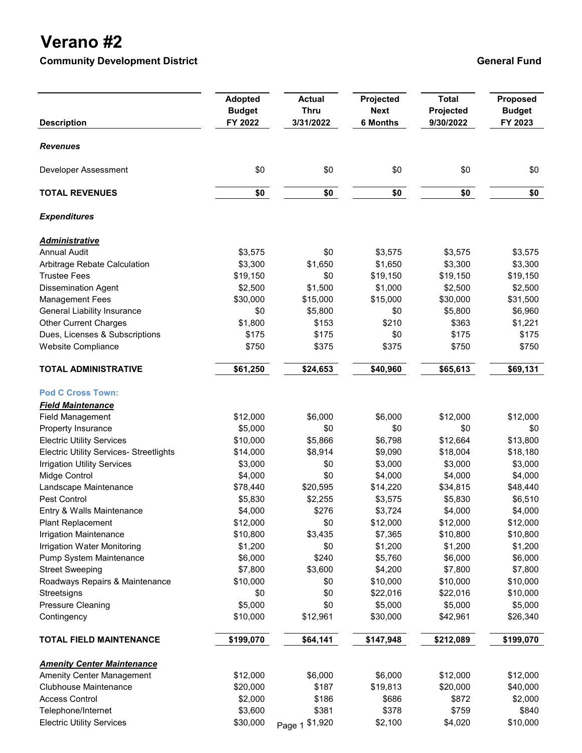# Verano #2

**Community Development District** **General Fund**

| Description | Adopted Budget FY 2022 | Actual Thru 3/31/2022 | Projected Next 6 Months | Total Projected 9/30/2022 | Proposed Budget FY 2023 |
|---|---|---|---|---|---|
| ***Revenues*** | | | | | |
| Developer Assessment | $0 | $0 | $0 | $0 | $0 |
| **TOTAL REVENUES** | **$0** | **$0** | **$0** | **$0** | **$0** |
| ***Expenditures*** | | | | | |
| ***Administrative*** | | | | | |
| Annual Audit | $3,575 | $0 | $3,575 | $3,575 | $3,575 |
| Arbitrage Rebate Calculation | $3,300 | $1,650 | $1,650 | $3,300 | $3,300 |
| Trustee Fees | $19,150 | $0 | $19,150 | $19,150 | $19,150 |
| Dissemination Agent | $2,500 | $1,500 | $1,000 | $2,500 | $2,500 |
| Management Fees | $30,000 | $15,000 | $15,000 | $30,000 | $31,500 |
| General Liability Insurance | $0 | $5,800 | $0 | $5,800 | $6,960 |
| Other Current Charges | $1,800 | $153 | $210 | $363 | $1,221 |
| Dues, Licenses & Subscriptions | $175 | $175 | $0 | $175 | $175 |
| Website Compliance | $750 | $375 | $375 | $750 | $750 |
| **TOTAL ADMINISTRATIVE** | **$61,250** | **$24,653** | **$40,960** | **$65,613** | **$69,131** |
| **Pod C Cross Town:** | | | | | |
| ***Field Maintenance*** | | | | | |
| Field Management | $12,000 | $6,000 | $6,000 | $12,000 | $12,000 |
| Property Insurance | $5,000 | $0 | $0 | $0 | $0 |
| Electric Utility Services | $10,000 | $5,866 | $6,798 | $12,664 | $13,800 |
| Electric Utility Services- Streetlights | $14,000 | $8,914 | $9,090 | $18,004 | $18,180 |
| Irrigation Utility Services | $3,000 | $0 | $3,000 | $3,000 | $3,000 |
| Midge Control | $4,000 | $0 | $4,000 | $4,000 | $4,000 |
| Landscape Maintenance | $78,440 | $20,595 | $14,220 | $34,815 | $48,440 |
| Pest Control | $5,830 | $2,255 | $3,575 | $5,830 | $6,510 |
| Entry & Walls Maintenance | $4,000 | $276 | $3,724 | $4,000 | $4,000 |
| Plant Replacement | $12,000 | $0 | $12,000 | $12,000 | $12,000 |
| Irrigation Maintenance | $10,800 | $3,435 | $7,365 | $10,800 | $10,800 |
| Irrigation Water Monitoring | $1,200 | $0 | $1,200 | $1,200 | $1,200 |
| Pump System Maintenance | $6,000 | $240 | $5,760 | $6,000 | $6,000 |
| Street Sweeping | $7,800 | $3,600 | $4,200 | $7,800 | $7,800 |
| Roadways Repairs & Maintenance | $10,000 | $0 | $10,000 | $10,000 | $10,000 |
| Streetsigns | $0 | $0 | $22,016 | $22,016 | $10,000 |
| Pressure Cleaning | $5,000 | $0 | $5,000 | $5,000 | $5,000 |
| Contingency | $10,000 | $12,961 | $30,000 | $42,961 | $26,340 |
| **TOTAL FIELD MAINTENANCE** | **$199,070** | **$64,141** | **$147,948** | **$212,089** | **$199,070** |
| ***Amenity Center Maintenance*** | | | | | |
| Amenity Center Management | $12,000 | $6,000 | $6,000 | $12,000 | $12,000 |
| Clubhouse Maintenance | $20,000 | $187 | $19,813 | $20,000 | $40,000 |
| Access Control | $2,000 | $186 | $686 | $872 | $2,000 |
| Telephone/Internet | $3,600 | $381 | $378 | $759 | $840 |
| Electric Utility Services | $30,000 | $1,920 | $2,100 | $4,020 | $10,000 |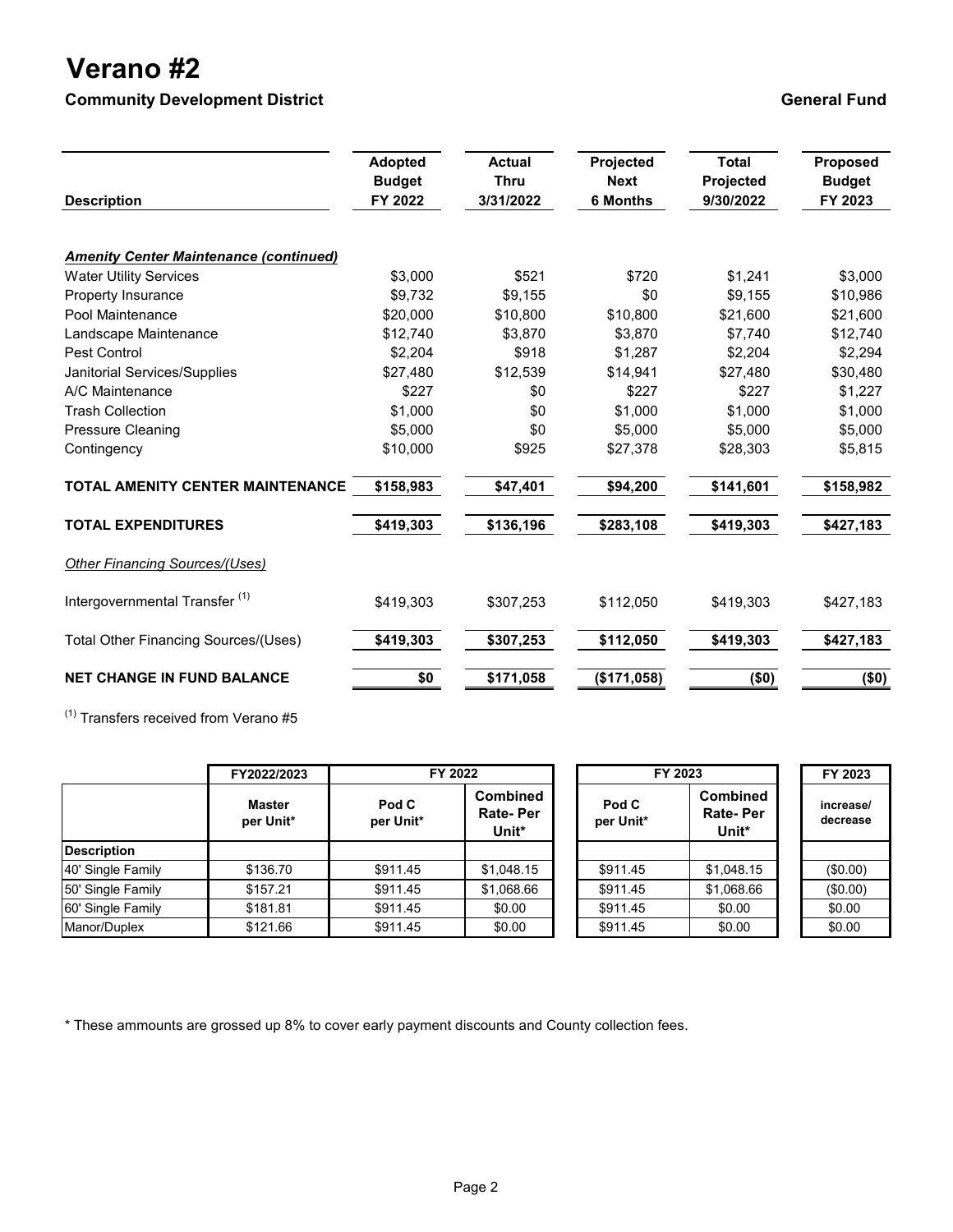# Verano #2

**Community Development District** **General Fund**

| Description | Adopted Budget FY 2022 | Actual Thru 3/31/2022 | Projected Next 6 Months | Total Projected 9/30/2022 | Proposed Budget FY 2023 |
|---|---|---|---|---|---|
| ***Amenity Center Maintenance (continued)*** | | | | | |
| Water Utility Services | $3,000 | $521 | $720 | $1,241 | $3,000 |
| Property Insurance | $9,732 | $9,155 | $0 | $9,155 | $10,986 |
| Pool Maintenance | $20,000 | $10,800 | $10,800 | $21,600 | $21,600 |
| Landscape Maintenance | $12,740 | $3,870 | $3,870 | $7,740 | $12,740 |
| Pest Control | $2,204 | $918 | $1,287 | $2,204 | $2,294 |
| Janitorial Services/Supplies | $27,480 | $12,539 | $14,941 | $27,480 | $30,480 |
| A/C Maintenance | $227 | $0 | $227 | $227 | $1,227 |
| Trash Collection | $1,000 | $0 | $1,000 | $1,000 | $1,000 |
| Pressure Cleaning | $5,000 | $0 | $5,000 | $5,000 | $5,000 |
| Contingency | $10,000 | $925 | $27,378 | $28,303 | $5,815 |
| **TOTAL AMENITY CENTER MAINTENANCE** | **$158,983** | **$47,401** | **$94,200** | **$141,601** | **$158,982** |
| **TOTAL EXPENDITURES** | **$419,303** | **$136,196** | **$283,108** | **$419,303** | **$427,183** |
| *Other Financing Sources/(Uses)* | | | | | |
| Intergovernmental Transfer [1] | $419,303 | $307,253 | $112,050 | $419,303 | $427,183 |
| Total Other Financing Sources/(Uses) | **$419,303** | **$307,253** | **$112,050** | **$419,303** | **$427,183** |
| **NET CHANGE IN FUND BALANCE** | **$0** | **$171,058** | **($171,058)** | **($0)** | **($0)** |

[1] Transfers received from Verano #5

| | FY2022/2023 | FY 2022 | | FY 2023 | | FY 2023 |
|---|---|---|---|---|---|---|
| | Master per Unit* | Pod C per Unit* | Combined Rate- Per Unit* | Pod C per Unit* | Combined Rate- Per Unit* | increase/ decrease |
| **Description** | | | | | | |
| 40' Single Family | $136.70 | $911.45 | $1,048.15 | $911.45 | $1,048.15 | ($0.00) |
| 50' Single Family | $157.21 | $911.45 | $1,068.66 | $911.45 | $1,068.66 | ($0.00) |
| 60' Single Family | $181.81 | $911.45 | $0.00 | $911.45 | $0.00 | $0.00 |
| Manor/Duplex | $121.66 | $911.45 | $0.00 | $911.45 | $0.00 | $0.00 |

* These ammounts are grossed up 8% to cover early payment discounts and County collection fees.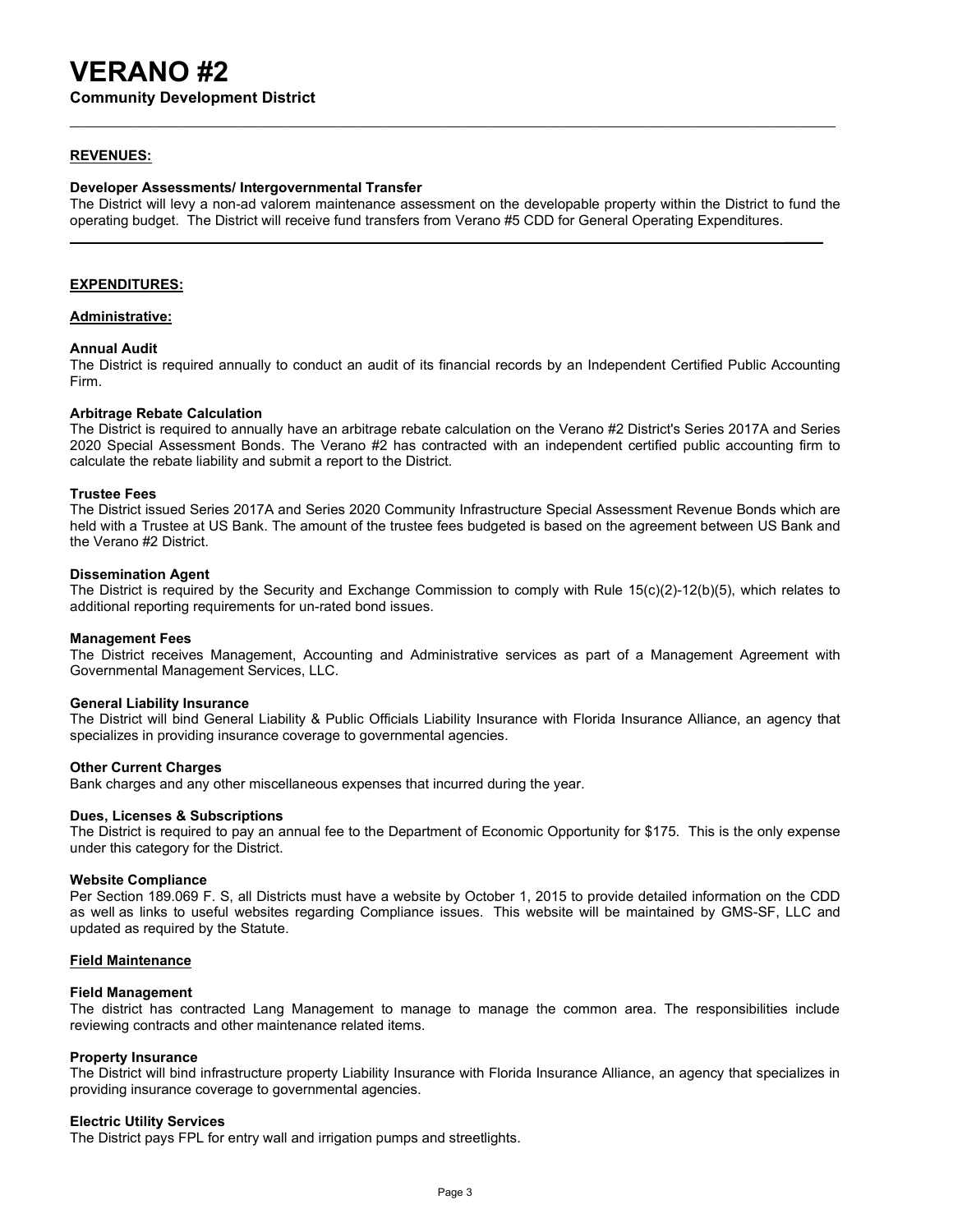# VERANO #2

**Community Development District**

---

**REVENUES:**

**Developer Assessments/ Intergovernmental Transfer**

The District will levy a non-ad valorem maintenance assessment on the developable property within the District to fund the operating budget. The District will receive fund transfers from Verano #5 CDD for General Operating Expenditures.

---

**EXPENDITURES:**

**Administrative:**

**Annual Audit**

The District is required annually to conduct an audit of its financial records by an Independent Certified Public Accounting Firm.

**Arbitrage Rebate Calculation**

The District is required to annually have an arbitrage rebate calculation on the Verano #2 District's Series 2017A and Series 2020 Special Assessment Bonds. The Verano #2 has contracted with an independent certified public accounting firm to calculate the rebate liability and submit a report to the District.

**Trustee Fees**

The District issued Series 2017A and Series 2020 Community Infrastructure Special Assessment Revenue Bonds which are held with a Trustee at US Bank. The amount of the trustee fees budgeted is based on the agreement between US Bank and the Verano #2 District.

**Dissemination Agent**

The District is required by the Security and Exchange Commission to comply with Rule 15(c)(2)-12(b)(5), which relates to additional reporting requirements for un-rated bond issues.

**Management Fees**

The District receives Management, Accounting and Administrative services as part of a Management Agreement with Governmental Management Services, LLC.

**General Liability Insurance**

The District will bind General Liability & Public Officials Liability Insurance with Florida Insurance Alliance, an agency that specializes in providing insurance coverage to governmental agencies.

**Other Current Charges**

Bank charges and any other miscellaneous expenses that incurred during the year.

**Dues, Licenses & Subscriptions**

The District is required to pay an annual fee to the Department of Economic Opportunity for $175. This is the only expense under this category for the District.

**Website Compliance**

Per Section 189.069 F. S, all Districts must have a website by October 1, 2015 to provide detailed information on the CDD as well as links to useful websites regarding Compliance issues. This website will be maintained by GMS-SF, LLC and updated as required by the Statute.

**Field Maintenance**

**Field Management**

The district has contracted Lang Management to manage to manage the common area. The responsibilities include reviewing contracts and other maintenance related items.

**Property Insurance**

The District will bind infrastructure property Liability Insurance with Florida Insurance Alliance, an agency that specializes in providing insurance coverage to governmental agencies.

**Electric Utility Services**

The District pays FPL for entry wall and irrigation pumps and streetlights.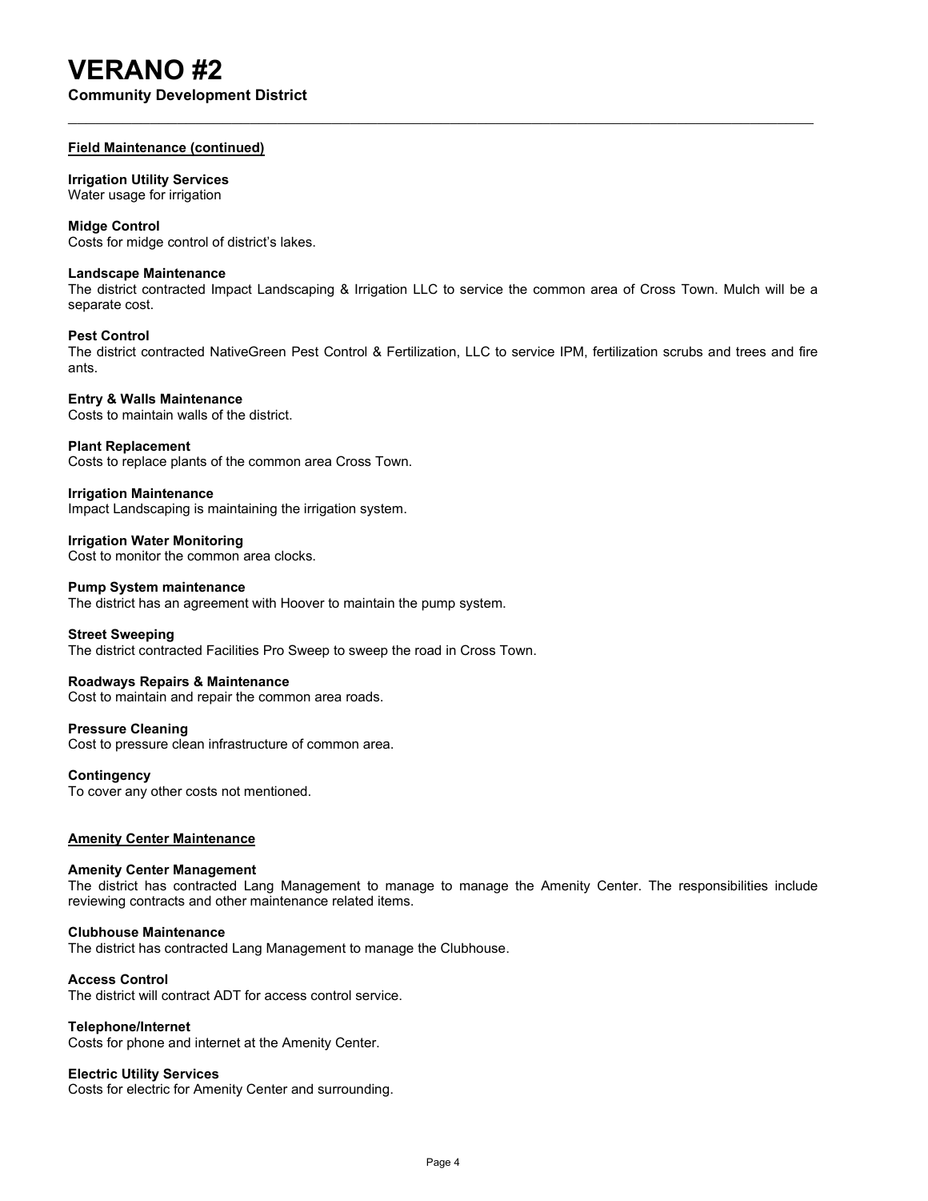# VERANO #2

**Community Development District**

---

**Field Maintenance (continued)**

**Irrigation Utility Services**
Water usage for irrigation

**Midge Control**
Costs for midge control of district's lakes.

**Landscape Maintenance**
The district contracted Impact Landscaping & Irrigation LLC to service the common area of Cross Town. Mulch will be a separate cost.

**Pest Control**
The district contracted NativeGreen Pest Control & Fertilization, LLC to service IPM, fertilization scrubs and trees and fire ants.

**Entry & Walls Maintenance**
Costs to maintain walls of the district.

**Plant Replacement**
Costs to replace plants of the common area Cross Town.

**Irrigation Maintenance**
Impact Landscaping is maintaining the irrigation system.

**Irrigation Water Monitoring**
Cost to monitor the common area clocks.

**Pump System maintenance**
The district has an agreement with Hoover to maintain the pump system.

**Street Sweeping**
The district contracted Facilities Pro Sweep to sweep the road in Cross Town.

**Roadways Repairs & Maintenance**
Cost to maintain and repair the common area roads.

**Pressure Cleaning**
Cost to pressure clean infrastructure of common area.

**Contingency**
To cover any other costs not mentioned.

**Amenity Center Maintenance**

**Amenity Center Management**
The district has contracted Lang Management to manage to manage the Amenity Center. The responsibilities include reviewing contracts and other maintenance related items.

**Clubhouse Maintenance**
The district has contracted Lang Management to manage the Clubhouse.

**Access Control**
The district will contract ADT for access control service.

**Telephone/Internet**
Costs for phone and internet at the Amenity Center.

**Electric Utility Services**
Costs for electric for Amenity Center and surrounding.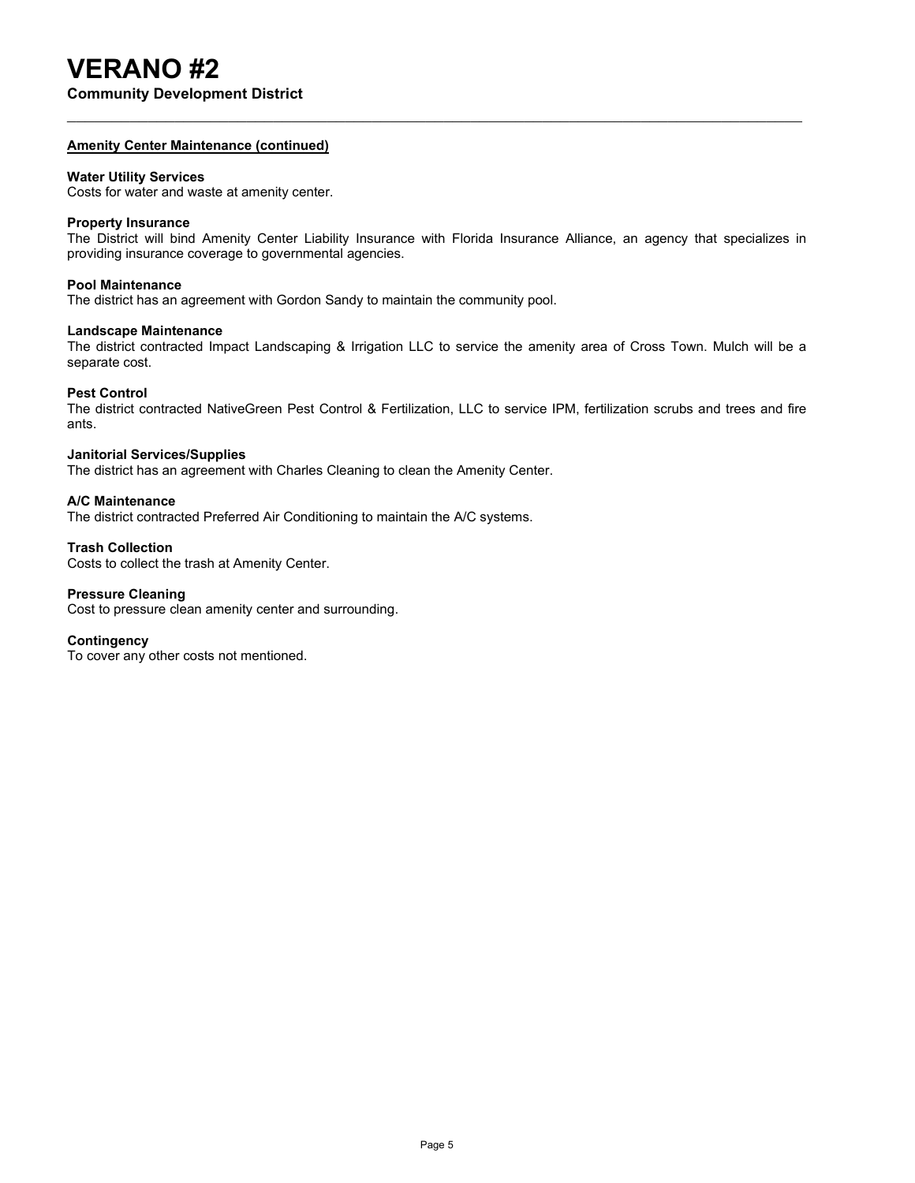# VERANO #2

**Community Development District**

---

**Amenity Center Maintenance (continued)**

**Water Utility Services**
Costs for water and waste at amenity center.

**Property Insurance**
The District will bind Amenity Center Liability Insurance with Florida Insurance Alliance, an agency that specializes in providing insurance coverage to governmental agencies.

**Pool Maintenance**
The district has an agreement with Gordon Sandy to maintain the community pool.

**Landscape Maintenance**
The district contracted Impact Landscaping & Irrigation LLC to service the amenity area of Cross Town. Mulch will be a separate cost.

**Pest Control**
The district contracted NativeGreen Pest Control & Fertilization, LLC to service IPM, fertilization scrubs and trees and fire ants.

**Janitorial Services/Supplies**
The district has an agreement with Charles Cleaning to clean the Amenity Center.

**A/C Maintenance**
The district contracted Preferred Air Conditioning to maintain the A/C systems.

**Trash Collection**
Costs to collect the trash at Amenity Center.

**Pressure Cleaning**
Cost to pressure clean amenity center and surrounding.

**Contingency**
To cover any other costs not mentioned.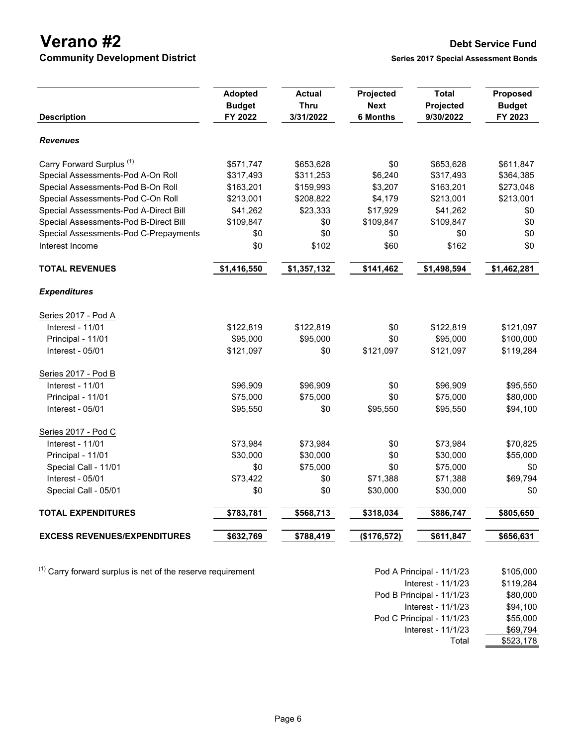# Verano #2

**Community Development District**

## Debt Service Fund

**Series 2017 Special Assessment Bonds**

| Description | Adopted Budget FY 2022 | Actual Thru 3/31/2022 | Projected Next 6 Months | Total Projected 9/30/2022 | Proposed Budget FY 2023 |
|---|---|---|---|---|---|
| ***Revenues*** | | | | | |
| Carry Forward Surplus [(1)] | $571,747 | $653,628 | $0 | $653,628 | $611,847 |
| Special Assessments-Pod A-On Roll | $317,493 | $311,253 | $6,240 | $317,493 | $364,385 |
| Special Assessments-Pod B-On Roll | $163,201 | $159,993 | $3,207 | $163,201 | $273,048 |
| Special Assessments-Pod C-On Roll | $213,001 | $208,822 | $4,179 | $213,001 | $213,001 |
| Special Assessments-Pod A-Direct Bill | $41,262 | $23,333 | $17,929 | $41,262 | $0 |
| Special Assessments-Pod B-Direct Bill | $109,847 | $0 | $109,847 | $109,847 | $0 |
| Special Assessments-Pod C-Prepayments | $0 | $0 | $0 | $0 | $0 |
| Interest Income | $0 | $102 | $60 | $162 | $0 |
| **TOTAL REVENUES** | **$1,416,550** | **$1,357,132** | **$141,462** | **$1,498,594** | **$1,462,281** |
| ***Expenditures*** | | | | | |
| Series 2017 - Pod A | | | | | |
| Interest - 11/01 | $122,819 | $122,819 | $0 | $122,819 | $121,097 |
| Principal - 11/01 | $95,000 | $95,000 | $0 | $95,000 | $100,000 |
| Interest - 05/01 | $121,097 | $0 | $121,097 | $121,097 | $119,284 |
| Series 2017 - Pod B | | | | | |
| Interest - 11/01 | $96,909 | $96,909 | $0 | $96,909 | $95,550 |
| Principal - 11/01 | $75,000 | $75,000 | $0 | $75,000 | $80,000 |
| Interest - 05/01 | $95,550 | $0 | $95,550 | $95,550 | $94,100 |
| Series 2017 - Pod C | | | | | |
| Interest - 11/01 | $73,984 | $73,984 | $0 | $73,984 | $70,825 |
| Principal - 11/01 | $30,000 | $30,000 | $0 | $30,000 | $55,000 |
| Special Call - 11/01 | $0 | $75,000 | $0 | $75,000 | $0 |
| Interest - 05/01 | $73,422 | $0 | $71,388 | $71,388 | $69,794 |
| Special Call - 05/01 | $0 | $0 | $30,000 | $30,000 | $0 |
| **TOTAL EXPENDITURES** | **$783,781** | **$568,713** | **$318,034** | **$886,747** | **$805,650** |
| **EXCESS REVENUES/EXPENDITURES** | **$632,769** | **$788,419** | **($176,572)** | **$611,847** | **$656,631** |

[(1)] Carry forward surplus is net of the reserve requirement

| | |
|---|---|
| Pod A Principal - 11/1/23 | $105,000 |
| Interest - 11/1/23 | $119,284 |
| Pod B Principal - 11/1/23 | $80,000 |
| Interest - 11/1/23 | $94,100 |
| Pod C Principal - 11/1/23 | $55,000 |
| Interest - 11/1/23 | $69,794 |
| Total | $523,178 |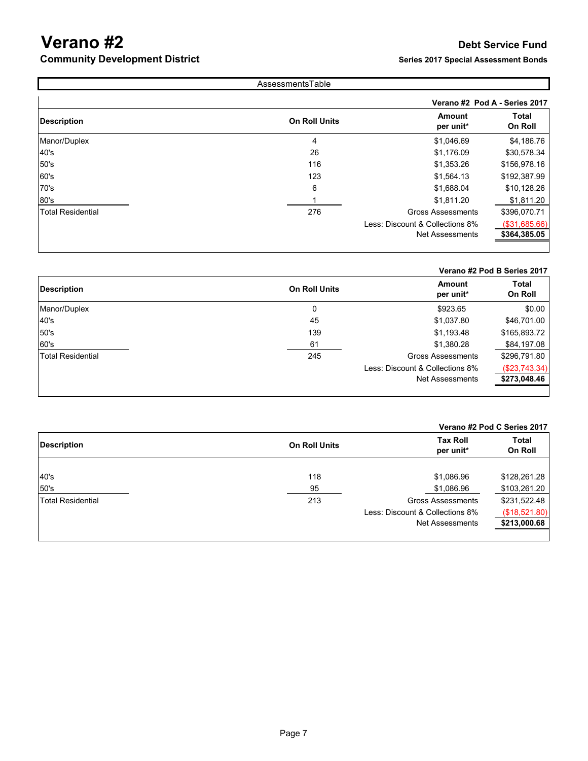# Verano #2

## Community Development District

**Debt Service Fund**

**Series 2017 Special Assessment Bonds**

AssessmentsTable

**Verano #2 Pod A - Series 2017**

| Description | On Roll Units | Amount per unit* | Total On Roll |
|---|---|---|---|
| Manor/Duplex | 4 | $1,046.69 | $4,186.76 |
| 40's | 26 | $1,176.09 | $30,578.34 |
| 50's | 116 | $1,353.26 | $156,978.16 |
| 60's | 123 | $1,564.13 | $192,387.99 |
| 70's | 6 | $1,688.04 | $10,128.26 |
| 80's | 1 | $1,811.20 | $1,811.20 |
| Total Residential | 276 | Gross Assessments | $396,070.71 |
| | | Less: Discount & Collections 8% | ($31,685.66) |
| | | Net Assessments | **$364,385.05** |

**Verano #2 Pod B Series 2017**

| Description | On Roll Units | Amount per unit* | Total On Roll |
|---|---|---|---|
| Manor/Duplex | 0 | $923.65 | $0.00 |
| 40's | 45 | $1,037.80 | $46,701.00 |
| 50's | 139 | $1,193.48 | $165,893.72 |
| 60's | 61 | $1,380.28 | $84,197.08 |
| Total Residential | 245 | Gross Assessments | $296,791.80 |
| | | Less: Discount & Collections 8% | ($23,743.34) |
| | | Net Assessments | **$273,048.46** |

**Verano #2 Pod C Series 2017**

| Description | On Roll Units | Tax Roll per unit* | Total On Roll |
|---|---|---|---|
| 40's | 118 | $1,086.96 | $128,261.28 |
| 50's | 95 | $1,086.96 | $103,261.20 |
| Total Residential | 213 | Gross Assessments | $231,522.48 |
| | | Less: Discount & Collections 8% | ($18,521.80) |
| | | Net Assessments | **$213,000.68** |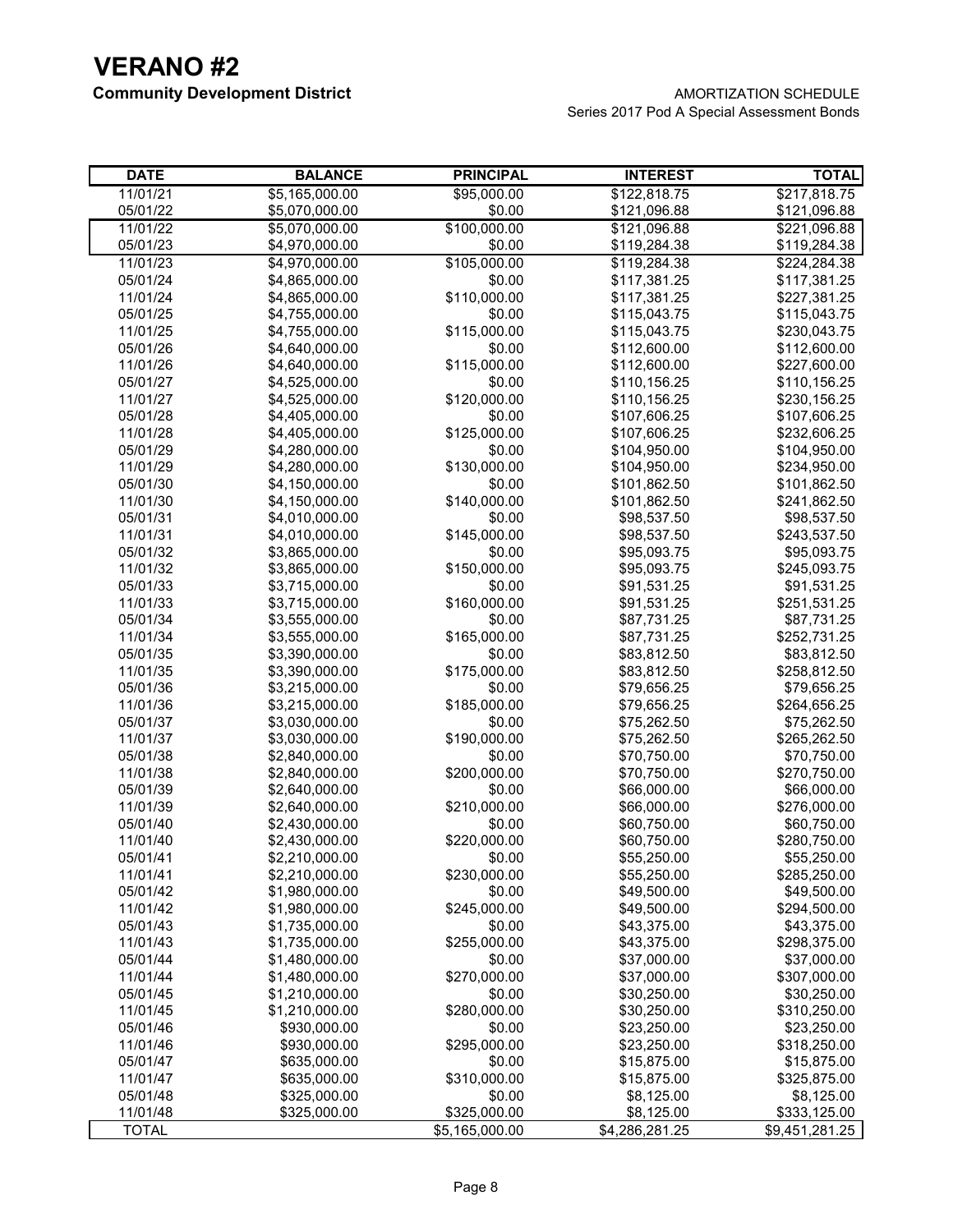# VERANO #2

**Community Development District**

AMORTIZATION SCHEDULE
Series 2017 Pod A Special Assessment Bonds

| DATE | BALANCE | PRINCIPAL | INTEREST | TOTAL |
|---|---|---|---|---|
| 11/01/21 | $5,165,000.00 | $95,000.00 | $122,818.75 | $217,818.75 |
| 05/01/22 | $5,070,000.00 | $0.00 | $121,096.88 | $121,096.88 |
| 11/01/22 | $5,070,000.00 | $100,000.00 | $121,096.88 | $221,096.88 |
| 05/01/23 | $4,970,000.00 | $0.00 | $119,284.38 | $119,284.38 |
| 11/01/23 | $4,970,000.00 | $105,000.00 | $119,284.38 | $224,284.38 |
| 05/01/24 | $4,865,000.00 | $0.00 | $117,381.25 | $117,381.25 |
| 11/01/24 | $4,865,000.00 | $110,000.00 | $117,381.25 | $227,381.25 |
| 05/01/25 | $4,755,000.00 | $0.00 | $115,043.75 | $115,043.75 |
| 11/01/25 | $4,755,000.00 | $115,000.00 | $115,043.75 | $230,043.75 |
| 05/01/26 | $4,640,000.00 | $0.00 | $112,600.00 | $112,600.00 |
| 11/01/26 | $4,640,000.00 | $115,000.00 | $112,600.00 | $227,600.00 |
| 05/01/27 | $4,525,000.00 | $0.00 | $110,156.25 | $110,156.25 |
| 11/01/27 | $4,525,000.00 | $120,000.00 | $110,156.25 | $230,156.25 |
| 05/01/28 | $4,405,000.00 | $0.00 | $107,606.25 | $107,606.25 |
| 11/01/28 | $4,405,000.00 | $125,000.00 | $107,606.25 | $232,606.25 |
| 05/01/29 | $4,280,000.00 | $0.00 | $104,950.00 | $104,950.00 |
| 11/01/29 | $4,280,000.00 | $130,000.00 | $104,950.00 | $234,950.00 |
| 05/01/30 | $4,150,000.00 | $0.00 | $101,862.50 | $101,862.50 |
| 11/01/30 | $4,150,000.00 | $140,000.00 | $101,862.50 | $241,862.50 |
| 05/01/31 | $4,010,000.00 | $0.00 | $98,537.50 | $98,537.50 |
| 11/01/31 | $4,010,000.00 | $145,000.00 | $98,537.50 | $243,537.50 |
| 05/01/32 | $3,865,000.00 | $0.00 | $95,093.75 | $95,093.75 |
| 11/01/32 | $3,865,000.00 | $150,000.00 | $95,093.75 | $245,093.75 |
| 05/01/33 | $3,715,000.00 | $0.00 | $91,531.25 | $91,531.25 |
| 11/01/33 | $3,715,000.00 | $160,000.00 | $91,531.25 | $251,531.25 |
| 05/01/34 | $3,555,000.00 | $0.00 | $87,731.25 | $87,731.25 |
| 11/01/34 | $3,555,000.00 | $165,000.00 | $87,731.25 | $252,731.25 |
| 05/01/35 | $3,390,000.00 | $0.00 | $83,812.50 | $83,812.50 |
| 11/01/35 | $3,390,000.00 | $175,000.00 | $83,812.50 | $258,812.50 |
| 05/01/36 | $3,215,000.00 | $0.00 | $79,656.25 | $79,656.25 |
| 11/01/36 | $3,215,000.00 | $185,000.00 | $79,656.25 | $264,656.25 |
| 05/01/37 | $3,030,000.00 | $0.00 | $75,262.50 | $75,262.50 |
| 11/01/37 | $3,030,000.00 | $190,000.00 | $75,262.50 | $265,262.50 |
| 05/01/38 | $2,840,000.00 | $0.00 | $70,750.00 | $70,750.00 |
| 11/01/38 | $2,840,000.00 | $200,000.00 | $70,750.00 | $270,750.00 |
| 05/01/39 | $2,640,000.00 | $0.00 | $66,000.00 | $66,000.00 |
| 11/01/39 | $2,640,000.00 | $210,000.00 | $66,000.00 | $276,000.00 |
| 05/01/40 | $2,430,000.00 | $0.00 | $60,750.00 | $60,750.00 |
| 11/01/40 | $2,430,000.00 | $220,000.00 | $60,750.00 | $280,750.00 |
| 05/01/41 | $2,210,000.00 | $0.00 | $55,250.00 | $55,250.00 |
| 11/01/41 | $2,210,000.00 | $230,000.00 | $55,250.00 | $285,250.00 |
| 05/01/42 | $1,980,000.00 | $0.00 | $49,500.00 | $49,500.00 |
| 11/01/42 | $1,980,000.00 | $245,000.00 | $49,500.00 | $294,500.00 |
| 05/01/43 | $1,735,000.00 | $0.00 | $43,375.00 | $43,375.00 |
| 11/01/43 | $1,735,000.00 | $255,000.00 | $43,375.00 | $298,375.00 |
| 05/01/44 | $1,480,000.00 | $0.00 | $37,000.00 | $37,000.00 |
| 11/01/44 | $1,480,000.00 | $270,000.00 | $37,000.00 | $307,000.00 |
| 05/01/45 | $1,210,000.00 | $0.00 | $30,250.00 | $30,250.00 |
| 11/01/45 | $1,210,000.00 | $280,000.00 | $30,250.00 | $310,250.00 |
| 05/01/46 | $930,000.00 | $0.00 | $23,250.00 | $23,250.00 |
| 11/01/46 | $930,000.00 | $295,000.00 | $23,250.00 | $318,250.00 |
| 05/01/47 | $635,000.00 | $0.00 | $15,875.00 | $15,875.00 |
| 11/01/47 | $635,000.00 | $310,000.00 | $15,875.00 | $325,875.00 |
| 05/01/48 | $325,000.00 | $0.00 | $8,125.00 | $8,125.00 |
| 11/01/48 | $325,000.00 | $325,000.00 | $8,125.00 | $333,125.00 |
| TOTAL | | $5,165,000.00 | $4,286,281.25 | $9,451,281.25 |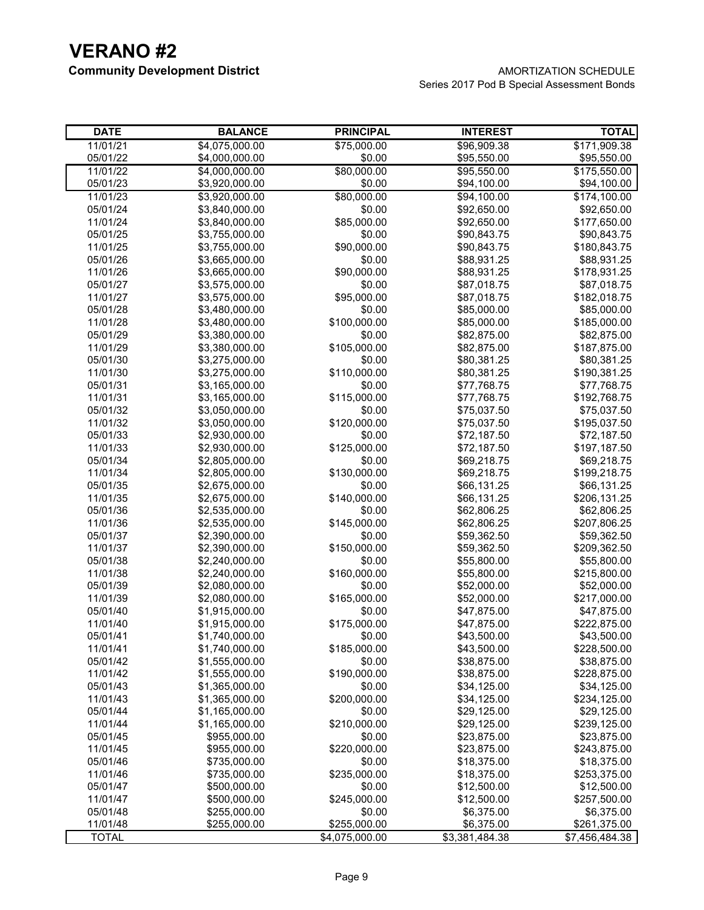# VERANO #2

**Community Development District**

AMORTIZATION SCHEDULE
Series 2017 Pod B Special Assessment Bonds

| DATE | BALANCE | PRINCIPAL | INTEREST | TOTAL |
|---|---|---|---|---|
| 11/01/21 | $4,075,000.00 | $75,000.00 | $96,909.38 | $171,909.38 |
| 05/01/22 | $4,000,000.00 | $0.00 | $95,550.00 | $95,550.00 |
| 11/01/22 | $4,000,000.00 | $80,000.00 | $95,550.00 | $175,550.00 |
| 05/01/23 | $3,920,000.00 | $0.00 | $94,100.00 | $94,100.00 |
| 11/01/23 | $3,920,000.00 | $80,000.00 | $94,100.00 | $174,100.00 |
| 05/01/24 | $3,840,000.00 | $0.00 | $92,650.00 | $92,650.00 |
| 11/01/24 | $3,840,000.00 | $85,000.00 | $92,650.00 | $177,650.00 |
| 05/01/25 | $3,755,000.00 | $0.00 | $90,843.75 | $90,843.75 |
| 11/01/25 | $3,755,000.00 | $90,000.00 | $90,843.75 | $180,843.75 |
| 05/01/26 | $3,665,000.00 | $0.00 | $88,931.25 | $88,931.25 |
| 11/01/26 | $3,665,000.00 | $90,000.00 | $88,931.25 | $178,931.25 |
| 05/01/27 | $3,575,000.00 | $0.00 | $87,018.75 | $87,018.75 |
| 11/01/27 | $3,575,000.00 | $95,000.00 | $87,018.75 | $182,018.75 |
| 05/01/28 | $3,480,000.00 | $0.00 | $85,000.00 | $85,000.00 |
| 11/01/28 | $3,480,000.00 | $100,000.00 | $85,000.00 | $185,000.00 |
| 05/01/29 | $3,380,000.00 | $0.00 | $82,875.00 | $82,875.00 |
| 11/01/29 | $3,380,000.00 | $105,000.00 | $82,875.00 | $187,875.00 |
| 05/01/30 | $3,275,000.00 | $0.00 | $80,381.25 | $80,381.25 |
| 11/01/30 | $3,275,000.00 | $110,000.00 | $80,381.25 | $190,381.25 |
| 05/01/31 | $3,165,000.00 | $0.00 | $77,768.75 | $77,768.75 |
| 11/01/31 | $3,165,000.00 | $115,000.00 | $77,768.75 | $192,768.75 |
| 05/01/32 | $3,050,000.00 | $0.00 | $75,037.50 | $75,037.50 |
| 11/01/32 | $3,050,000.00 | $120,000.00 | $75,037.50 | $195,037.50 |
| 05/01/33 | $2,930,000.00 | $0.00 | $72,187.50 | $72,187.50 |
| 11/01/33 | $2,930,000.00 | $125,000.00 | $72,187.50 | $197,187.50 |
| 05/01/34 | $2,805,000.00 | $0.00 | $69,218.75 | $69,218.75 |
| 11/01/34 | $2,805,000.00 | $130,000.00 | $69,218.75 | $199,218.75 |
| 05/01/35 | $2,675,000.00 | $0.00 | $66,131.25 | $66,131.25 |
| 11/01/35 | $2,675,000.00 | $140,000.00 | $66,131.25 | $206,131.25 |
| 05/01/36 | $2,535,000.00 | $0.00 | $62,806.25 | $62,806.25 |
| 11/01/36 | $2,535,000.00 | $145,000.00 | $62,806.25 | $207,806.25 |
| 05/01/37 | $2,390,000.00 | $0.00 | $59,362.50 | $59,362.50 |
| 11/01/37 | $2,390,000.00 | $150,000.00 | $59,362.50 | $209,362.50 |
| 05/01/38 | $2,240,000.00 | $0.00 | $55,800.00 | $55,800.00 |
| 11/01/38 | $2,240,000.00 | $160,000.00 | $55,800.00 | $215,800.00 |
| 05/01/39 | $2,080,000.00 | $0.00 | $52,000.00 | $52,000.00 |
| 11/01/39 | $2,080,000.00 | $165,000.00 | $52,000.00 | $217,000.00 |
| 05/01/40 | $1,915,000.00 | $0.00 | $47,875.00 | $47,875.00 |
| 11/01/40 | $1,915,000.00 | $175,000.00 | $47,875.00 | $222,875.00 |
| 05/01/41 | $1,740,000.00 | $0.00 | $43,500.00 | $43,500.00 |
| 11/01/41 | $1,740,000.00 | $185,000.00 | $43,500.00 | $228,500.00 |
| 05/01/42 | $1,555,000.00 | $0.00 | $38,875.00 | $38,875.00 |
| 11/01/42 | $1,555,000.00 | $190,000.00 | $38,875.00 | $228,875.00 |
| 05/01/43 | $1,365,000.00 | $0.00 | $34,125.00 | $34,125.00 |
| 11/01/43 | $1,365,000.00 | $200,000.00 | $34,125.00 | $234,125.00 |
| 05/01/44 | $1,165,000.00 | $0.00 | $29,125.00 | $29,125.00 |
| 11/01/44 | $1,165,000.00 | $210,000.00 | $29,125.00 | $239,125.00 |
| 05/01/45 | $955,000.00 | $0.00 | $23,875.00 | $23,875.00 |
| 11/01/45 | $955,000.00 | $220,000.00 | $23,875.00 | $243,875.00 |
| 05/01/46 | $735,000.00 | $0.00 | $18,375.00 | $18,375.00 |
| 11/01/46 | $735,000.00 | $235,000.00 | $18,375.00 | $253,375.00 |
| 05/01/47 | $500,000.00 | $0.00 | $12,500.00 | $12,500.00 |
| 11/01/47 | $500,000.00 | $245,000.00 | $12,500.00 | $257,500.00 |
| 05/01/48 | $255,000.00 | $0.00 | $6,375.00 | $6,375.00 |
| 11/01/48 | $255,000.00 | $255,000.00 | $6,375.00 | $261,375.00 |
| TOTAL | | $4,075,000.00 | $3,381,484.38 | $7,456,484.38 |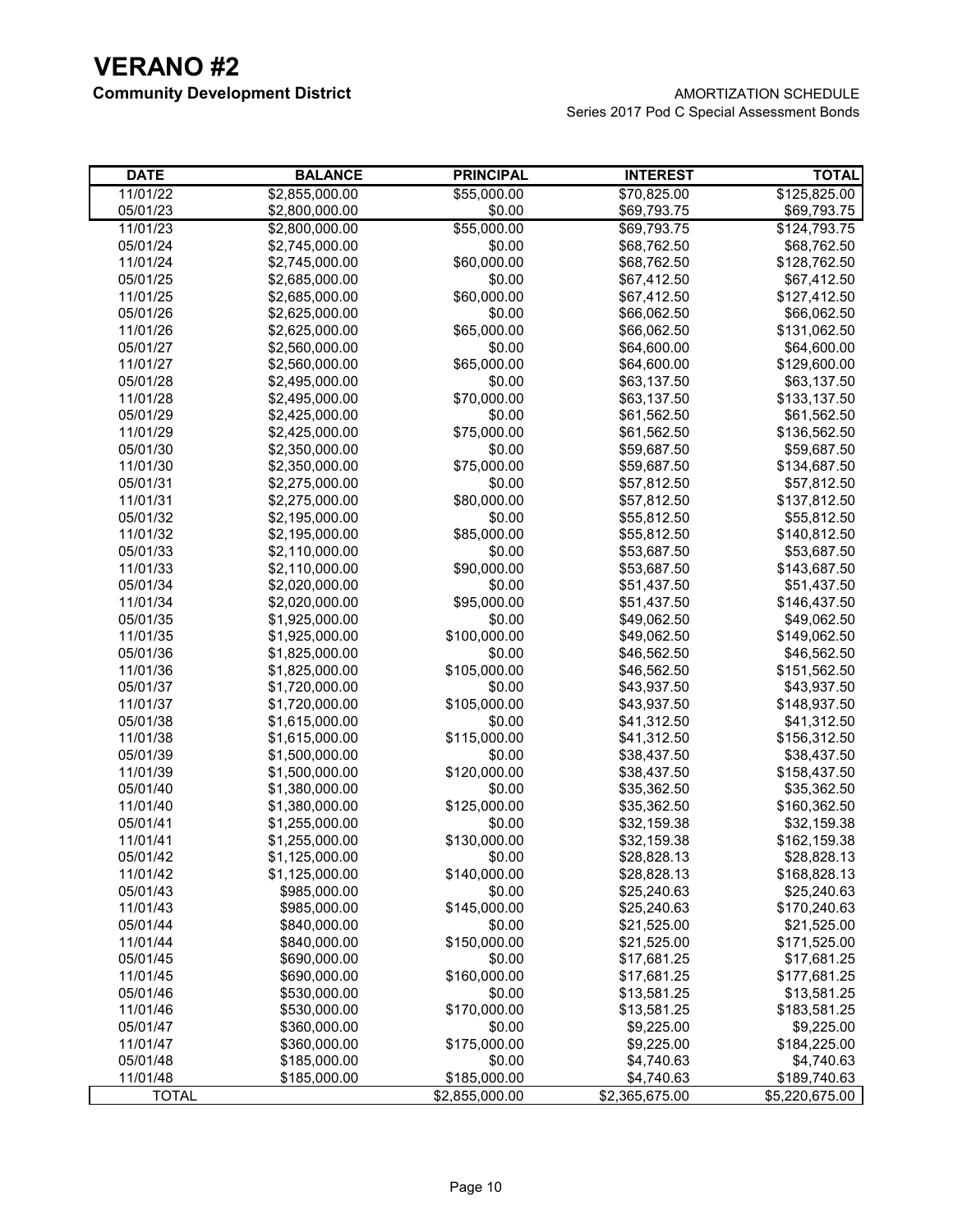# VERANO #2

**Community Development District**

AMORTIZATION SCHEDULE
Series 2017 Pod C Special Assessment Bonds

| DATE | BALANCE | PRINCIPAL | INTEREST | TOTAL |
|---|---|---|---|---|
| 11/01/22 | $2,855,000.00 | $55,000.00 | $70,825.00 | $125,825.00 |
| 05/01/23 | $2,800,000.00 | $0.00 | $69,793.75 | $69,793.75 |
| 11/01/23 | $2,800,000.00 | $55,000.00 | $69,793.75 | $124,793.75 |
| 05/01/24 | $2,745,000.00 | $0.00 | $68,762.50 | $68,762.50 |
| 11/01/24 | $2,745,000.00 | $60,000.00 | $68,762.50 | $128,762.50 |
| 05/01/25 | $2,685,000.00 | $0.00 | $67,412.50 | $67,412.50 |
| 11/01/25 | $2,685,000.00 | $60,000.00 | $67,412.50 | $127,412.50 |
| 05/01/26 | $2,625,000.00 | $0.00 | $66,062.50 | $66,062.50 |
| 11/01/26 | $2,625,000.00 | $65,000.00 | $66,062.50 | $131,062.50 |
| 05/01/27 | $2,560,000.00 | $0.00 | $64,600.00 | $64,600.00 |
| 11/01/27 | $2,560,000.00 | $65,000.00 | $64,600.00 | $129,600.00 |
| 05/01/28 | $2,495,000.00 | $0.00 | $63,137.50 | $63,137.50 |
| 11/01/28 | $2,495,000.00 | $70,000.00 | $63,137.50 | $133,137.50 |
| 05/01/29 | $2,425,000.00 | $0.00 | $61,562.50 | $61,562.50 |
| 11/01/29 | $2,425,000.00 | $75,000.00 | $61,562.50 | $136,562.50 |
| 05/01/30 | $2,350,000.00 | $0.00 | $59,687.50 | $59,687.50 |
| 11/01/30 | $2,350,000.00 | $75,000.00 | $59,687.50 | $134,687.50 |
| 05/01/31 | $2,275,000.00 | $0.00 | $57,812.50 | $57,812.50 |
| 11/01/31 | $2,275,000.00 | $80,000.00 | $57,812.50 | $137,812.50 |
| 05/01/32 | $2,195,000.00 | $0.00 | $55,812.50 | $55,812.50 |
| 11/01/32 | $2,195,000.00 | $85,000.00 | $55,812.50 | $140,812.50 |
| 05/01/33 | $2,110,000.00 | $0.00 | $53,687.50 | $53,687.50 |
| 11/01/33 | $2,110,000.00 | $90,000.00 | $53,687.50 | $143,687.50 |
| 05/01/34 | $2,020,000.00 | $0.00 | $51,437.50 | $51,437.50 |
| 11/01/34 | $2,020,000.00 | $95,000.00 | $51,437.50 | $146,437.50 |
| 05/01/35 | $1,925,000.00 | $0.00 | $49,062.50 | $49,062.50 |
| 11/01/35 | $1,925,000.00 | $100,000.00 | $49,062.50 | $149,062.50 |
| 05/01/36 | $1,825,000.00 | $0.00 | $46,562.50 | $46,562.50 |
| 11/01/36 | $1,825,000.00 | $105,000.00 | $46,562.50 | $151,562.50 |
| 05/01/37 | $1,720,000.00 | $0.00 | $43,937.50 | $43,937.50 |
| 11/01/37 | $1,720,000.00 | $105,000.00 | $43,937.50 | $148,937.50 |
| 05/01/38 | $1,615,000.00 | $0.00 | $41,312.50 | $41,312.50 |
| 11/01/38 | $1,615,000.00 | $115,000.00 | $41,312.50 | $156,312.50 |
| 05/01/39 | $1,500,000.00 | $0.00 | $38,437.50 | $38,437.50 |
| 11/01/39 | $1,500,000.00 | $120,000.00 | $38,437.50 | $158,437.50 |
| 05/01/40 | $1,380,000.00 | $0.00 | $35,362.50 | $35,362.50 |
| 11/01/40 | $1,380,000.00 | $125,000.00 | $35,362.50 | $160,362.50 |
| 05/01/41 | $1,255,000.00 | $0.00 | $32,159.38 | $32,159.38 |
| 11/01/41 | $1,255,000.00 | $130,000.00 | $32,159.38 | $162,159.38 |
| 05/01/42 | $1,125,000.00 | $0.00 | $28,828.13 | $28,828.13 |
| 11/01/42 | $1,125,000.00 | $140,000.00 | $28,828.13 | $168,828.13 |
| 05/01/43 | $985,000.00 | $0.00 | $25,240.63 | $25,240.63 |
| 11/01/43 | $985,000.00 | $145,000.00 | $25,240.63 | $170,240.63 |
| 05/01/44 | $840,000.00 | $0.00 | $21,525.00 | $21,525.00 |
| 11/01/44 | $840,000.00 | $150,000.00 | $21,525.00 | $171,525.00 |
| 05/01/45 | $690,000.00 | $0.00 | $17,681.25 | $17,681.25 |
| 11/01/45 | $690,000.00 | $160,000.00 | $17,681.25 | $177,681.25 |
| 05/01/46 | $530,000.00 | $0.00 | $13,581.25 | $13,581.25 |
| 11/01/46 | $530,000.00 | $170,000.00 | $13,581.25 | $183,581.25 |
| 05/01/47 | $360,000.00 | $0.00 | $9,225.00 | $9,225.00 |
| 11/01/47 | $360,000.00 | $175,000.00 | $9,225.00 | $184,225.00 |
| 05/01/48 | $185,000.00 | $0.00 | $4,740.63 | $4,740.63 |
| 11/01/48 | $185,000.00 | $185,000.00 | $4,740.63 | $189,740.63 |
| TOTAL | | $2,855,000.00 | $2,365,675.00 | $5,220,675.00 |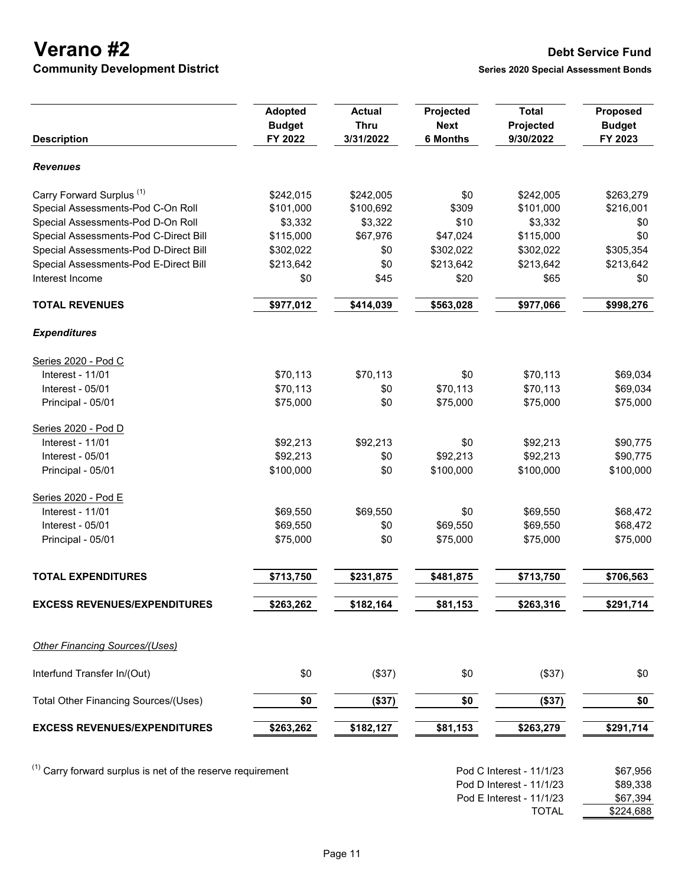# Verano #2

## Community Development District

**Debt Service Fund**

**Series 2020 Special Assessment Bonds**

| Description | Adopted Budget FY 2022 | Actual Thru 3/31/2022 | Projected Next 6 Months | Total Projected 9/30/2022 | Proposed Budget FY 2023 |
|---|---|---|---|---|---|
| ***Revenues*** | | | | | |
| Carry Forward Surplus [(1)] | $242,015 | $242,005 | $0 | $242,005 | $263,279 |
| Special Assessments-Pod C-On Roll | $101,000 | $100,692 | $309 | $101,000 | $216,001 |
| Special Assessments-Pod D-On Roll | $3,332 | $3,322 | $10 | $3,332 | $0 |
| Special Assessments-Pod C-Direct Bill | $115,000 | $67,976 | $47,024 | $115,000 | $0 |
| Special Assessments-Pod D-Direct Bill | $302,022 | $0 | $302,022 | $302,022 | $305,354 |
| Special Assessments-Pod E-Direct Bill | $213,642 | $0 | $213,642 | $213,642 | $213,642 |
| Interest Income | $0 | $45 | $20 | $65 | $0 |
| **TOTAL REVENUES** | **$977,012** | **$414,039** | **$563,028** | **$977,066** | **$998,276** |
| ***Expenditures*** | | | | | |
| Series 2020 - Pod C | | | | | |
| Interest - 11/01 | $70,113 | $70,113 | $0 | $70,113 | $69,034 |
| Interest - 05/01 | $70,113 | $0 | $70,113 | $70,113 | $69,034 |
| Principal - 05/01 | $75,000 | $0 | $75,000 | $75,000 | $75,000 |
| Series 2020 - Pod D | | | | | |
| Interest - 11/01 | $92,213 | $92,213 | $0 | $92,213 | $90,775 |
| Interest - 05/01 | $92,213 | $0 | $92,213 | $92,213 | $90,775 |
| Principal - 05/01 | $100,000 | $0 | $100,000 | $100,000 | $100,000 |
| Series 2020 - Pod E | | | | | |
| Interest - 11/01 | $69,550 | $69,550 | $0 | $69,550 | $68,472 |
| Interest - 05/01 | $69,550 | $0 | $69,550 | $69,550 | $68,472 |
| Principal - 05/01 | $75,000 | $0 | $75,000 | $75,000 | $75,000 |
| **TOTAL EXPENDITURES** | **$713,750** | **$231,875** | **$481,875** | **$713,750** | **$706,563** |
| **EXCESS REVENUES/EXPENDITURES** | **$263,262** | **$182,164** | **$81,153** | **$263,316** | **$291,714** |
| *Other Financing Sources/(Uses)* | | | | | |
| Interfund Transfer In/(Out) | $0 | ($37) | $0 | ($37) | $0 |
| Total Other Financing Sources/(Uses) | **$0** | **($37)** | **$0** | **($37)** | **$0** |
| **EXCESS REVENUES/EXPENDITURES** | **$263,262** | **$182,127** | **$81,153** | **$263,279** | **$291,714** |

[(1)] Carry forward surplus is net of the reserve requirement

| | |
|---|---|
| Pod C Interest - 11/1/23 | $67,956 |
| Pod D Interest - 11/1/23 | $89,338 |
| Pod E Interest - 11/1/23 | $67,394 |
| TOTAL | $224,688 |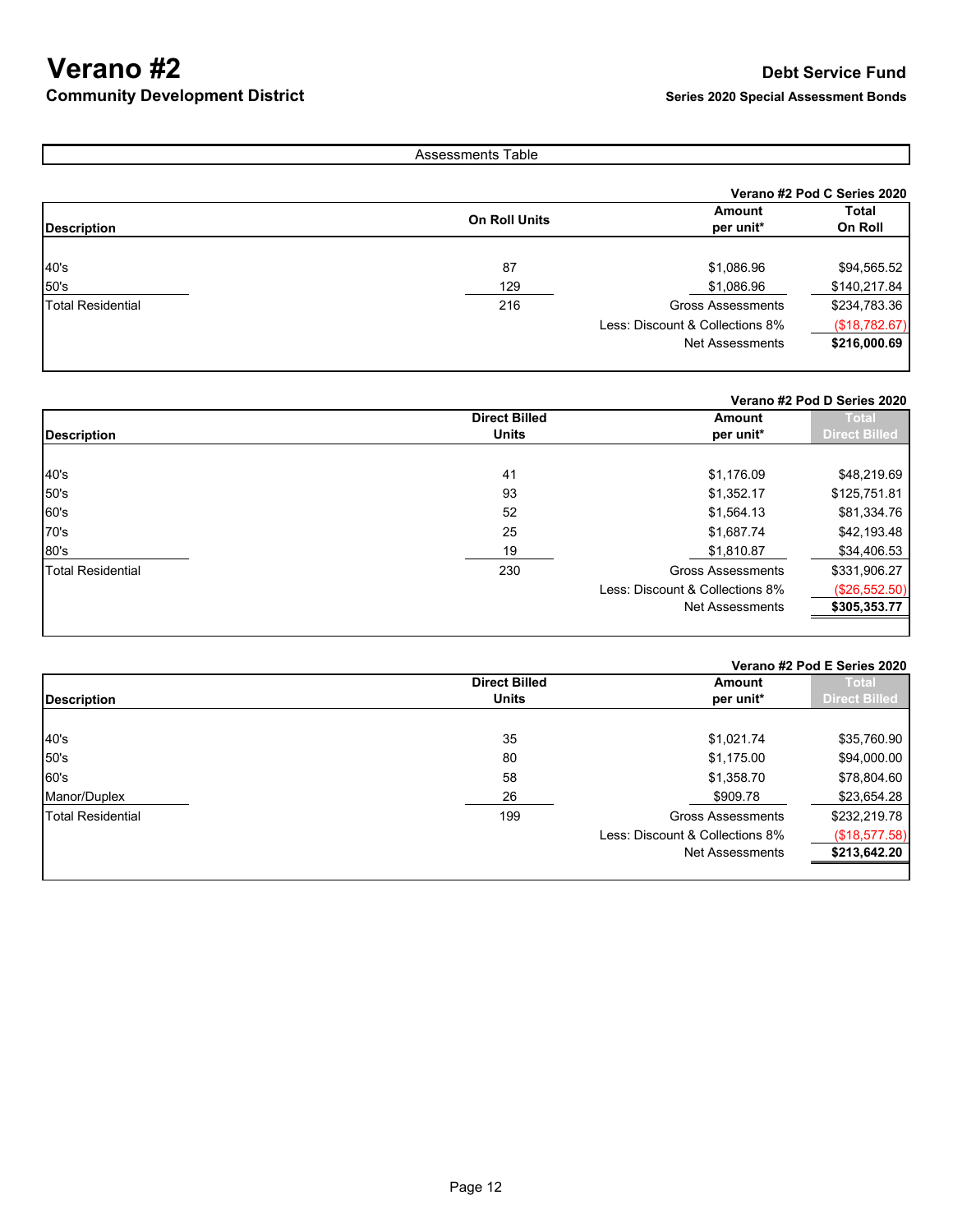# Verano #2

## Community Development District

**Debt Service Fund**

**Series 2020 Special Assessment Bonds**

### Assessments Table

**Verano #2 Pod C Series 2020**

| Description | On Roll Units | Amount per unit* | Total On Roll |
|---|---|---|---|
| 40's | 87 | $1,086.96 | $94,565.52 |
| 50's | 129 | $1,086.96 | $140,217.84 |
| Total Residential | 216 | Gross Assessments | $234,783.36 |
| | | Less: Discount & Collections 8% | ($18,782.67) |
| | | Net Assessments | **$216,000.69** |

**Verano #2 Pod D Series 2020**

| Description | Direct Billed Units | Amount per unit* | Total Direct Billed |
|---|---|---|---|
| 40's | 41 | $1,176.09 | $48,219.69 |
| 50's | 93 | $1,352.17 | $125,751.81 |
| 60's | 52 | $1,564.13 | $81,334.76 |
| 70's | 25 | $1,687.74 | $42,193.48 |
| 80's | 19 | $1,810.87 | $34,406.53 |
| Total Residential | 230 | Gross Assessments | $331,906.27 |
| | | Less: Discount & Collections 8% | ($26,552.50) |
| | | Net Assessments | **$305,353.77** |

**Verano #2 Pod E Series 2020**

| Description | Direct Billed Units | Amount per unit* | Total Direct Billed |
|---|---|---|---|
| 40's | 35 | $1,021.74 | $35,760.90 |
| 50's | 80 | $1,175.00 | $94,000.00 |
| 60's | 58 | $1,358.70 | $78,804.60 |
| Manor/Duplex | 26 | $909.78 | $23,654.28 |
| Total Residential | 199 | Gross Assessments | $232,219.78 |
| | | Less: Discount & Collections 8% | ($18,577.58) |
| | | Net Assessments | **$213,642.20** |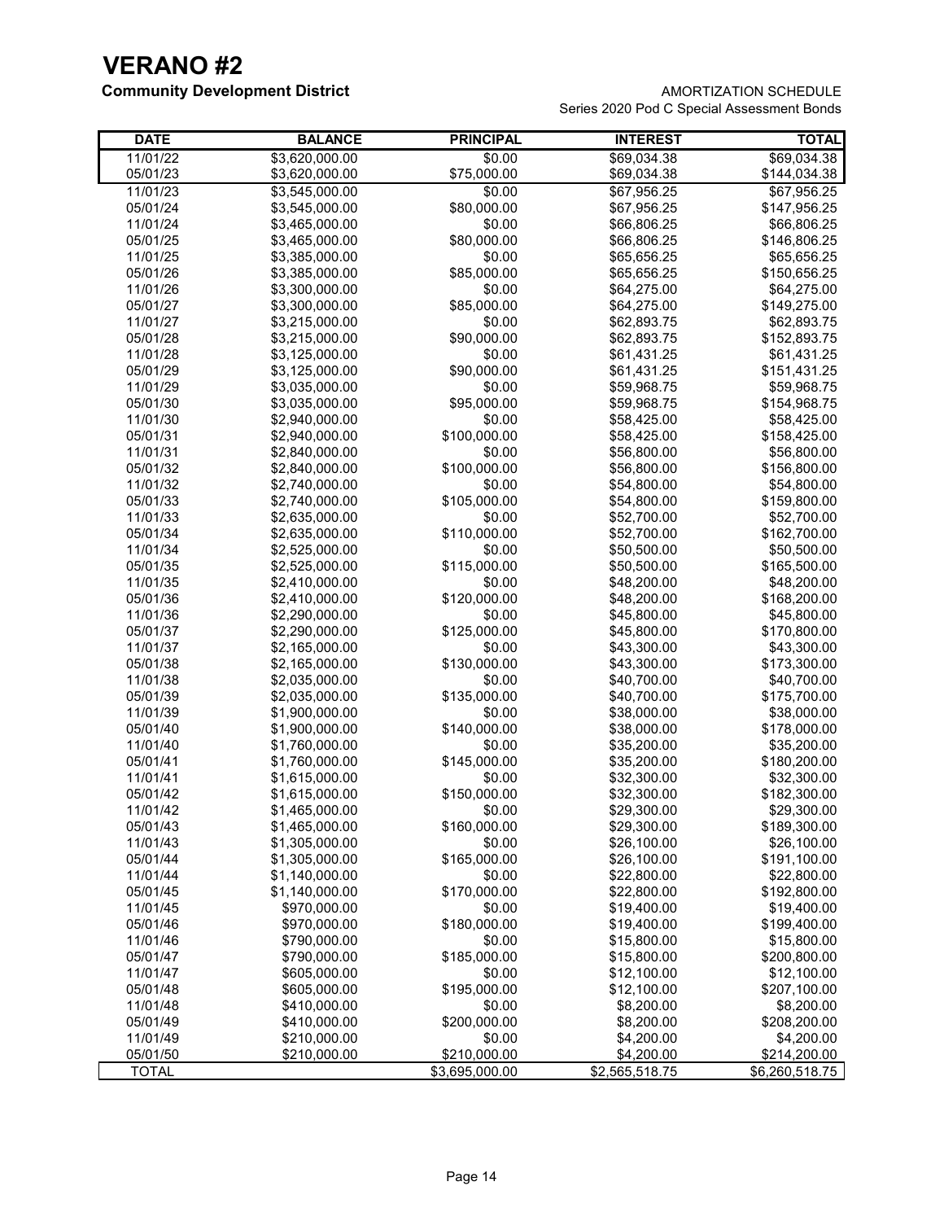# VERANO #2

**Community Development District**

AMORTIZATION SCHEDULE
Series 2020 Pod C Special Assessment Bonds

| DATE | BALANCE | PRINCIPAL | INTEREST | TOTAL |
|---|---|---|---|---|
| 11/01/22 | $3,620,000.00 | $0.00 | $69,034.38 | $69,034.38 |
| 05/01/23 | $3,620,000.00 | $75,000.00 | $69,034.38 | $144,034.38 |
| 11/01/23 | $3,545,000.00 | $0.00 | $67,956.25 | $67,956.25 |
| 05/01/24 | $3,545,000.00 | $80,000.00 | $67,956.25 | $147,956.25 |
| 11/01/24 | $3,465,000.00 | $0.00 | $66,806.25 | $66,806.25 |
| 05/01/25 | $3,465,000.00 | $80,000.00 | $66,806.25 | $146,806.25 |
| 11/01/25 | $3,385,000.00 | $0.00 | $65,656.25 | $65,656.25 |
| 05/01/26 | $3,385,000.00 | $85,000.00 | $65,656.25 | $150,656.25 |
| 11/01/26 | $3,300,000.00 | $0.00 | $64,275.00 | $64,275.00 |
| 05/01/27 | $3,300,000.00 | $85,000.00 | $64,275.00 | $149,275.00 |
| 11/01/27 | $3,215,000.00 | $0.00 | $62,893.75 | $62,893.75 |
| 05/01/28 | $3,215,000.00 | $90,000.00 | $62,893.75 | $152,893.75 |
| 11/01/28 | $3,125,000.00 | $0.00 | $61,431.25 | $61,431.25 |
| 05/01/29 | $3,125,000.00 | $90,000.00 | $61,431.25 | $151,431.25 |
| 11/01/29 | $3,035,000.00 | $0.00 | $59,968.75 | $59,968.75 |
| 05/01/30 | $3,035,000.00 | $95,000.00 | $59,968.75 | $154,968.75 |
| 11/01/30 | $2,940,000.00 | $0.00 | $58,425.00 | $58,425.00 |
| 05/01/31 | $2,940,000.00 | $100,000.00 | $58,425.00 | $158,425.00 |
| 11/01/31 | $2,840,000.00 | $0.00 | $56,800.00 | $56,800.00 |
| 05/01/32 | $2,840,000.00 | $100,000.00 | $56,800.00 | $156,800.00 |
| 11/01/32 | $2,740,000.00 | $0.00 | $54,800.00 | $54,800.00 |
| 05/01/33 | $2,740,000.00 | $105,000.00 | $54,800.00 | $159,800.00 |
| 11/01/33 | $2,635,000.00 | $0.00 | $52,700.00 | $52,700.00 |
| 05/01/34 | $2,635,000.00 | $110,000.00 | $52,700.00 | $162,700.00 |
| 11/01/34 | $2,525,000.00 | $0.00 | $50,500.00 | $50,500.00 |
| 05/01/35 | $2,525,000.00 | $115,000.00 | $50,500.00 | $165,500.00 |
| 11/01/35 | $2,410,000.00 | $0.00 | $48,200.00 | $48,200.00 |
| 05/01/36 | $2,410,000.00 | $120,000.00 | $48,200.00 | $168,200.00 |
| 11/01/36 | $2,290,000.00 | $0.00 | $45,800.00 | $45,800.00 |
| 05/01/37 | $2,290,000.00 | $125,000.00 | $45,800.00 | $170,800.00 |
| 11/01/37 | $2,165,000.00 | $0.00 | $43,300.00 | $43,300.00 |
| 05/01/38 | $2,165,000.00 | $130,000.00 | $43,300.00 | $173,300.00 |
| 11/01/38 | $2,035,000.00 | $0.00 | $40,700.00 | $40,700.00 |
| 05/01/39 | $2,035,000.00 | $135,000.00 | $40,700.00 | $175,700.00 |
| 11/01/39 | $1,900,000.00 | $0.00 | $38,000.00 | $38,000.00 |
| 05/01/40 | $1,900,000.00 | $140,000.00 | $38,000.00 | $178,000.00 |
| 11/01/40 | $1,760,000.00 | $0.00 | $35,200.00 | $35,200.00 |
| 05/01/41 | $1,760,000.00 | $145,000.00 | $35,200.00 | $180,200.00 |
| 11/01/41 | $1,615,000.00 | $0.00 | $32,300.00 | $32,300.00 |
| 05/01/42 | $1,615,000.00 | $150,000.00 | $32,300.00 | $182,300.00 |
| 11/01/42 | $1,465,000.00 | $0.00 | $29,300.00 | $29,300.00 |
| 05/01/43 | $1,465,000.00 | $160,000.00 | $29,300.00 | $189,300.00 |
| 11/01/43 | $1,305,000.00 | $0.00 | $26,100.00 | $26,100.00 |
| 05/01/44 | $1,305,000.00 | $165,000.00 | $26,100.00 | $191,100.00 |
| 11/01/44 | $1,140,000.00 | $0.00 | $22,800.00 | $22,800.00 |
| 05/01/45 | $1,140,000.00 | $170,000.00 | $22,800.00 | $192,800.00 |
| 11/01/45 | $970,000.00 | $0.00 | $19,400.00 | $19,400.00 |
| 05/01/46 | $970,000.00 | $180,000.00 | $19,400.00 | $199,400.00 |
| 11/01/46 | $790,000.00 | $0.00 | $15,800.00 | $15,800.00 |
| 05/01/47 | $790,000.00 | $185,000.00 | $15,800.00 | $200,800.00 |
| 11/01/47 | $605,000.00 | $0.00 | $12,100.00 | $12,100.00 |
| 05/01/48 | $605,000.00 | $195,000.00 | $12,100.00 | $207,100.00 |
| 11/01/48 | $410,000.00 | $0.00 | $8,200.00 | $8,200.00 |
| 05/01/49 | $410,000.00 | $200,000.00 | $8,200.00 | $208,200.00 |
| 11/01/49 | $210,000.00 | $0.00 | $4,200.00 | $4,200.00 |
| 05/01/50 | $210,000.00 | $210,000.00 | $4,200.00 | $214,200.00 |
| TOTAL | | $3,695,000.00 | $2,565,518.75 | $6,260,518.75 |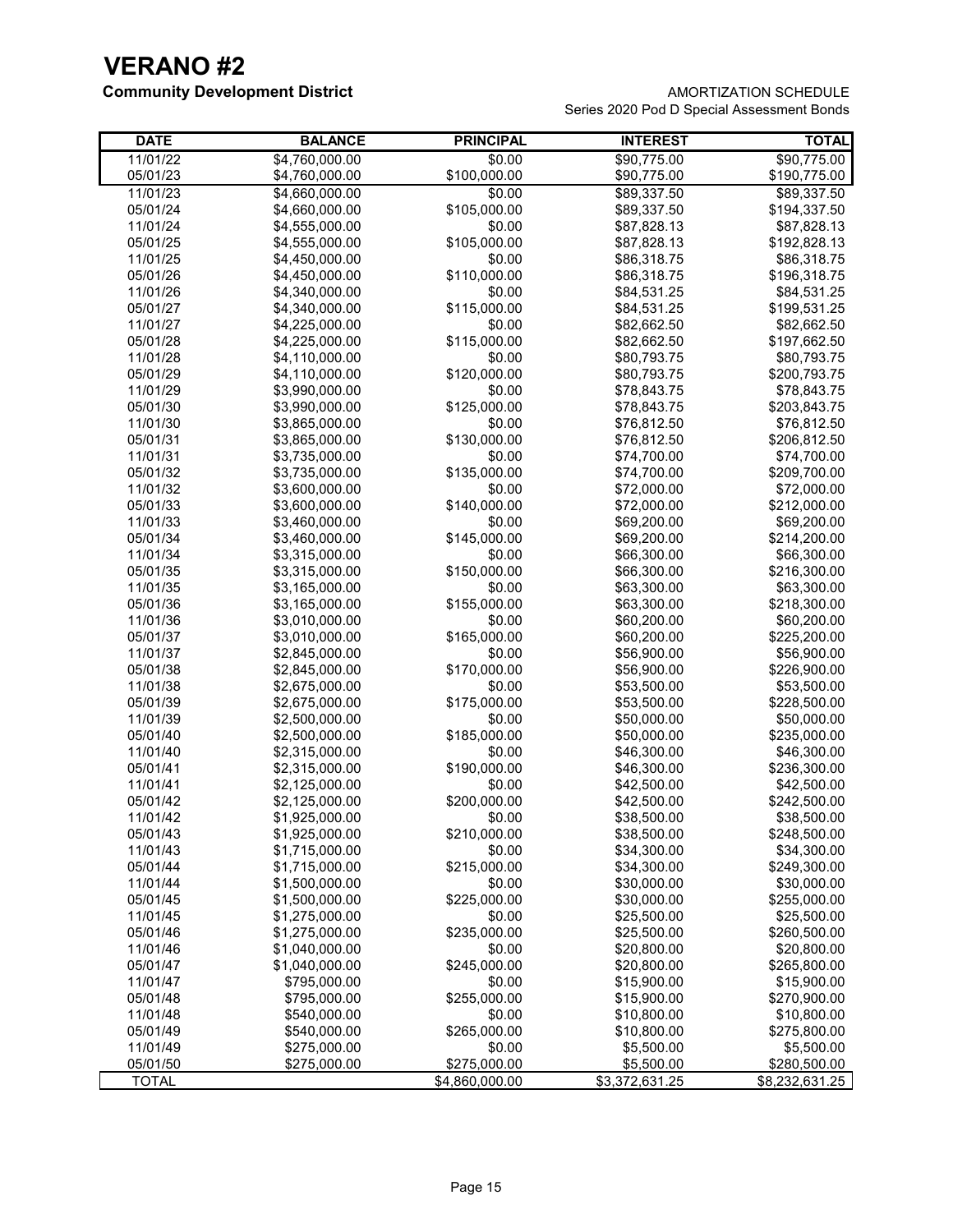# VERANO #2

**Community Development District**

AMORTIZATION SCHEDULE
Series 2020 Pod D Special Assessment Bonds

| DATE | BALANCE | PRINCIPAL | INTEREST | TOTAL |
|---|---|---|---|---|
| 11/01/22 | $4,760,000.00 | $0.00 | $90,775.00 | $90,775.00 |
| 05/01/23 | $4,760,000.00 | $100,000.00 | $90,775.00 | $190,775.00 |
| 11/01/23 | $4,660,000.00 | $0.00 | $89,337.50 | $89,337.50 |
| 05/01/24 | $4,660,000.00 | $105,000.00 | $89,337.50 | $194,337.50 |
| 11/01/24 | $4,555,000.00 | $0.00 | $87,828.13 | $87,828.13 |
| 05/01/25 | $4,555,000.00 | $105,000.00 | $87,828.13 | $192,828.13 |
| 11/01/25 | $4,450,000.00 | $0.00 | $86,318.75 | $86,318.75 |
| 05/01/26 | $4,450,000.00 | $110,000.00 | $86,318.75 | $196,318.75 |
| 11/01/26 | $4,340,000.00 | $0.00 | $84,531.25 | $84,531.25 |
| 05/01/27 | $4,340,000.00 | $115,000.00 | $84,531.25 | $199,531.25 |
| 11/01/27 | $4,225,000.00 | $0.00 | $82,662.50 | $82,662.50 |
| 05/01/28 | $4,225,000.00 | $115,000.00 | $82,662.50 | $197,662.50 |
| 11/01/28 | $4,110,000.00 | $0.00 | $80,793.75 | $80,793.75 |
| 05/01/29 | $4,110,000.00 | $120,000.00 | $80,793.75 | $200,793.75 |
| 11/01/29 | $3,990,000.00 | $0.00 | $78,843.75 | $78,843.75 |
| 05/01/30 | $3,990,000.00 | $125,000.00 | $78,843.75 | $203,843.75 |
| 11/01/30 | $3,865,000.00 | $0.00 | $76,812.50 | $76,812.50 |
| 05/01/31 | $3,865,000.00 | $130,000.00 | $76,812.50 | $206,812.50 |
| 11/01/31 | $3,735,000.00 | $0.00 | $74,700.00 | $74,700.00 |
| 05/01/32 | $3,735,000.00 | $135,000.00 | $74,700.00 | $209,700.00 |
| 11/01/32 | $3,600,000.00 | $0.00 | $72,000.00 | $72,000.00 |
| 05/01/33 | $3,600,000.00 | $140,000.00 | $72,000.00 | $212,000.00 |
| 11/01/33 | $3,460,000.00 | $0.00 | $69,200.00 | $69,200.00 |
| 05/01/34 | $3,460,000.00 | $145,000.00 | $69,200.00 | $214,200.00 |
| 11/01/34 | $3,315,000.00 | $0.00 | $66,300.00 | $66,300.00 |
| 05/01/35 | $3,315,000.00 | $150,000.00 | $66,300.00 | $216,300.00 |
| 11/01/35 | $3,165,000.00 | $0.00 | $63,300.00 | $63,300.00 |
| 05/01/36 | $3,165,000.00 | $155,000.00 | $63,300.00 | $218,300.00 |
| 11/01/36 | $3,010,000.00 | $0.00 | $60,200.00 | $60,200.00 |
| 05/01/37 | $3,010,000.00 | $165,000.00 | $60,200.00 | $225,200.00 |
| 11/01/37 | $2,845,000.00 | $0.00 | $56,900.00 | $56,900.00 |
| 05/01/38 | $2,845,000.00 | $170,000.00 | $56,900.00 | $226,900.00 |
| 11/01/38 | $2,675,000.00 | $0.00 | $53,500.00 | $53,500.00 |
| 05/01/39 | $2,675,000.00 | $175,000.00 | $53,500.00 | $228,500.00 |
| 11/01/39 | $2,500,000.00 | $0.00 | $50,000.00 | $50,000.00 |
| 05/01/40 | $2,500,000.00 | $185,000.00 | $50,000.00 | $235,000.00 |
| 11/01/40 | $2,315,000.00 | $0.00 | $46,300.00 | $46,300.00 |
| 05/01/41 | $2,315,000.00 | $190,000.00 | $46,300.00 | $236,300.00 |
| 11/01/41 | $2,125,000.00 | $0.00 | $42,500.00 | $42,500.00 |
| 05/01/42 | $2,125,000.00 | $200,000.00 | $42,500.00 | $242,500.00 |
| 11/01/42 | $1,925,000.00 | $0.00 | $38,500.00 | $38,500.00 |
| 05/01/43 | $1,925,000.00 | $210,000.00 | $38,500.00 | $248,500.00 |
| 11/01/43 | $1,715,000.00 | $0.00 | $34,300.00 | $34,300.00 |
| 05/01/44 | $1,715,000.00 | $215,000.00 | $34,300.00 | $249,300.00 |
| 11/01/44 | $1,500,000.00 | $0.00 | $30,000.00 | $30,000.00 |
| 05/01/45 | $1,500,000.00 | $225,000.00 | $30,000.00 | $255,000.00 |
| 11/01/45 | $1,275,000.00 | $0.00 | $25,500.00 | $25,500.00 |
| 05/01/46 | $1,275,000.00 | $235,000.00 | $25,500.00 | $260,500.00 |
| 11/01/46 | $1,040,000.00 | $0.00 | $20,800.00 | $20,800.00 |
| 05/01/47 | $1,040,000.00 | $245,000.00 | $20,800.00 | $265,800.00 |
| 11/01/47 | $795,000.00 | $0.00 | $15,900.00 | $15,900.00 |
| 05/01/48 | $795,000.00 | $255,000.00 | $15,900.00 | $270,900.00 |
| 11/01/48 | $540,000.00 | $0.00 | $10,800.00 | $10,800.00 |
| 05/01/49 | $540,000.00 | $265,000.00 | $10,800.00 | $275,800.00 |
| 11/01/49 | $275,000.00 | $0.00 | $5,500.00 | $5,500.00 |
| 05/01/50 | $275,000.00 | $275,000.00 | $5,500.00 | $280,500.00 |
| TOTAL | | $4,860,000.00 | $3,372,631.25 | $8,232,631.25 |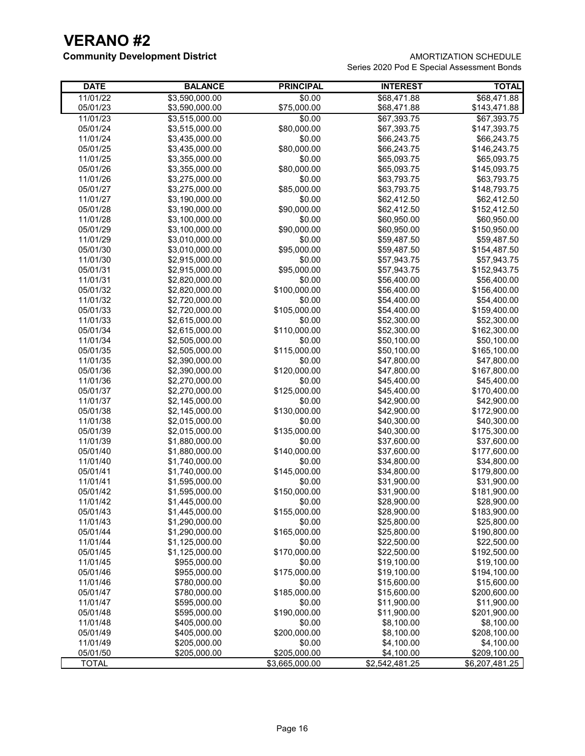# VERANO #2

**Community Development District**

AMORTIZATION SCHEDULE
Series 2020 Pod E Special Assessment Bonds

| DATE | BALANCE | PRINCIPAL | INTEREST | TOTAL |
|---|---|---|---|---|
| 11/01/22 | $3,590,000.00 | $0.00 | $68,471.88 | $68,471.88 |
| 05/01/23 | $3,590,000.00 | $75,000.00 | $68,471.88 | $143,471.88 |
| 11/01/23 | $3,515,000.00 | $0.00 | $67,393.75 | $67,393.75 |
| 05/01/24 | $3,515,000.00 | $80,000.00 | $67,393.75 | $147,393.75 |
| 11/01/24 | $3,435,000.00 | $0.00 | $66,243.75 | $66,243.75 |
| 05/01/25 | $3,435,000.00 | $80,000.00 | $66,243.75 | $146,243.75 |
| 11/01/25 | $3,355,000.00 | $0.00 | $65,093.75 | $65,093.75 |
| 05/01/26 | $3,355,000.00 | $80,000.00 | $65,093.75 | $145,093.75 |
| 11/01/26 | $3,275,000.00 | $0.00 | $63,793.75 | $63,793.75 |
| 05/01/27 | $3,275,000.00 | $85,000.00 | $63,793.75 | $148,793.75 |
| 11/01/27 | $3,190,000.00 | $0.00 | $62,412.50 | $62,412.50 |
| 05/01/28 | $3,190,000.00 | $90,000.00 | $62,412.50 | $152,412.50 |
| 11/01/28 | $3,100,000.00 | $0.00 | $60,950.00 | $60,950.00 |
| 05/01/29 | $3,100,000.00 | $90,000.00 | $60,950.00 | $150,950.00 |
| 11/01/29 | $3,010,000.00 | $0.00 | $59,487.50 | $59,487.50 |
| 05/01/30 | $3,010,000.00 | $95,000.00 | $59,487.50 | $154,487.50 |
| 11/01/30 | $2,915,000.00 | $0.00 | $57,943.75 | $57,943.75 |
| 05/01/31 | $2,915,000.00 | $95,000.00 | $57,943.75 | $152,943.75 |
| 11/01/31 | $2,820,000.00 | $0.00 | $56,400.00 | $56,400.00 |
| 05/01/32 | $2,820,000.00 | $100,000.00 | $56,400.00 | $156,400.00 |
| 11/01/32 | $2,720,000.00 | $0.00 | $54,400.00 | $54,400.00 |
| 05/01/33 | $2,720,000.00 | $105,000.00 | $54,400.00 | $159,400.00 |
| 11/01/33 | $2,615,000.00 | $0.00 | $52,300.00 | $52,300.00 |
| 05/01/34 | $2,615,000.00 | $110,000.00 | $52,300.00 | $162,300.00 |
| 11/01/34 | $2,505,000.00 | $0.00 | $50,100.00 | $50,100.00 |
| 05/01/35 | $2,505,000.00 | $115,000.00 | $50,100.00 | $165,100.00 |
| 11/01/35 | $2,390,000.00 | $0.00 | $47,800.00 | $47,800.00 |
| 05/01/36 | $2,390,000.00 | $120,000.00 | $47,800.00 | $167,800.00 |
| 11/01/36 | $2,270,000.00 | $0.00 | $45,400.00 | $45,400.00 |
| 05/01/37 | $2,270,000.00 | $125,000.00 | $45,400.00 | $170,400.00 |
| 11/01/37 | $2,145,000.00 | $0.00 | $42,900.00 | $42,900.00 |
| 05/01/38 | $2,145,000.00 | $130,000.00 | $42,900.00 | $172,900.00 |
| 11/01/38 | $2,015,000.00 | $0.00 | $40,300.00 | $40,300.00 |
| 05/01/39 | $2,015,000.00 | $135,000.00 | $40,300.00 | $175,300.00 |
| 11/01/39 | $1,880,000.00 | $0.00 | $37,600.00 | $37,600.00 |
| 05/01/40 | $1,880,000.00 | $140,000.00 | $37,600.00 | $177,600.00 |
| 11/01/40 | $1,740,000.00 | $0.00 | $34,800.00 | $34,800.00 |
| 05/01/41 | $1,740,000.00 | $145,000.00 | $34,800.00 | $179,800.00 |
| 11/01/41 | $1,595,000.00 | $0.00 | $31,900.00 | $31,900.00 |
| 05/01/42 | $1,595,000.00 | $150,000.00 | $31,900.00 | $181,900.00 |
| 11/01/42 | $1,445,000.00 | $0.00 | $28,900.00 | $28,900.00 |
| 05/01/43 | $1,445,000.00 | $155,000.00 | $28,900.00 | $183,900.00 |
| 11/01/43 | $1,290,000.00 | $0.00 | $25,800.00 | $25,800.00 |
| 05/01/44 | $1,290,000.00 | $165,000.00 | $25,800.00 | $190,800.00 |
| 11/01/44 | $1,125,000.00 | $0.00 | $22,500.00 | $22,500.00 |
| 05/01/45 | $1,125,000.00 | $170,000.00 | $22,500.00 | $192,500.00 |
| 11/01/45 | $955,000.00 | $0.00 | $19,100.00 | $19,100.00 |
| 05/01/46 | $955,000.00 | $175,000.00 | $19,100.00 | $194,100.00 |
| 11/01/46 | $780,000.00 | $0.00 | $15,600.00 | $15,600.00 |
| 05/01/47 | $780,000.00 | $185,000.00 | $15,600.00 | $200,600.00 |
| 11/01/47 | $595,000.00 | $0.00 | $11,900.00 | $11,900.00 |
| 05/01/48 | $595,000.00 | $190,000.00 | $11,900.00 | $201,900.00 |
| 11/01/48 | $405,000.00 | $0.00 | $8,100.00 | $8,100.00 |
| 05/01/49 | $405,000.00 | $200,000.00 | $8,100.00 | $208,100.00 |
| 11/01/49 | $205,000.00 | $0.00 | $4,100.00 | $4,100.00 |
| 05/01/50 | $205,000.00 | $205,000.00 | $4,100.00 | $209,100.00 |
| TOTAL | | $3,665,000.00 | $2,542,481.25 | $6,207,481.25 |